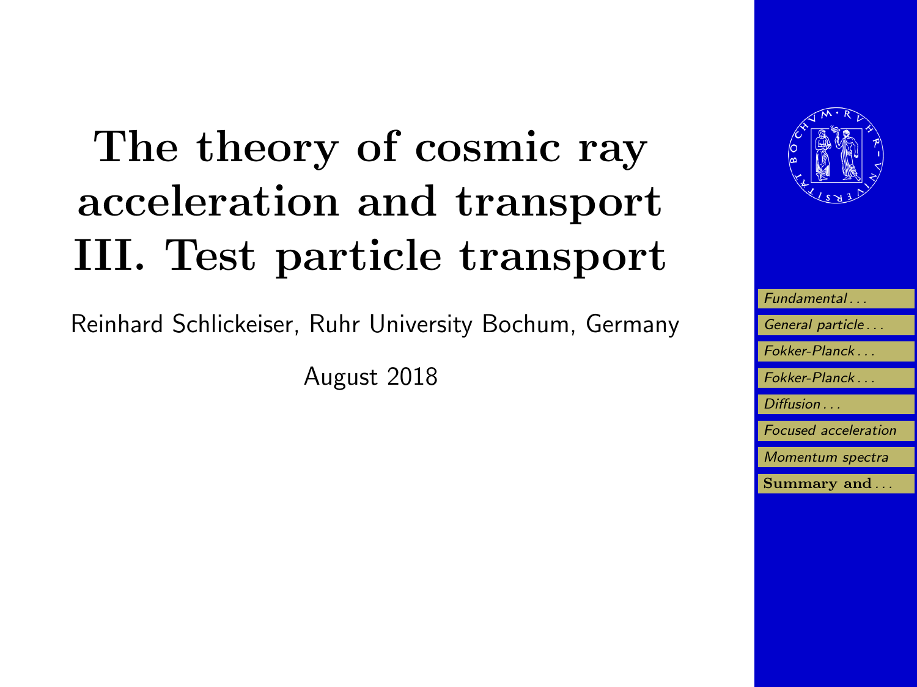# The theory of cosmic ray acceleration and transport III. Test particle transport

Reinhard Schlickeiser, Ruhr University Bochum, Germany

August 2018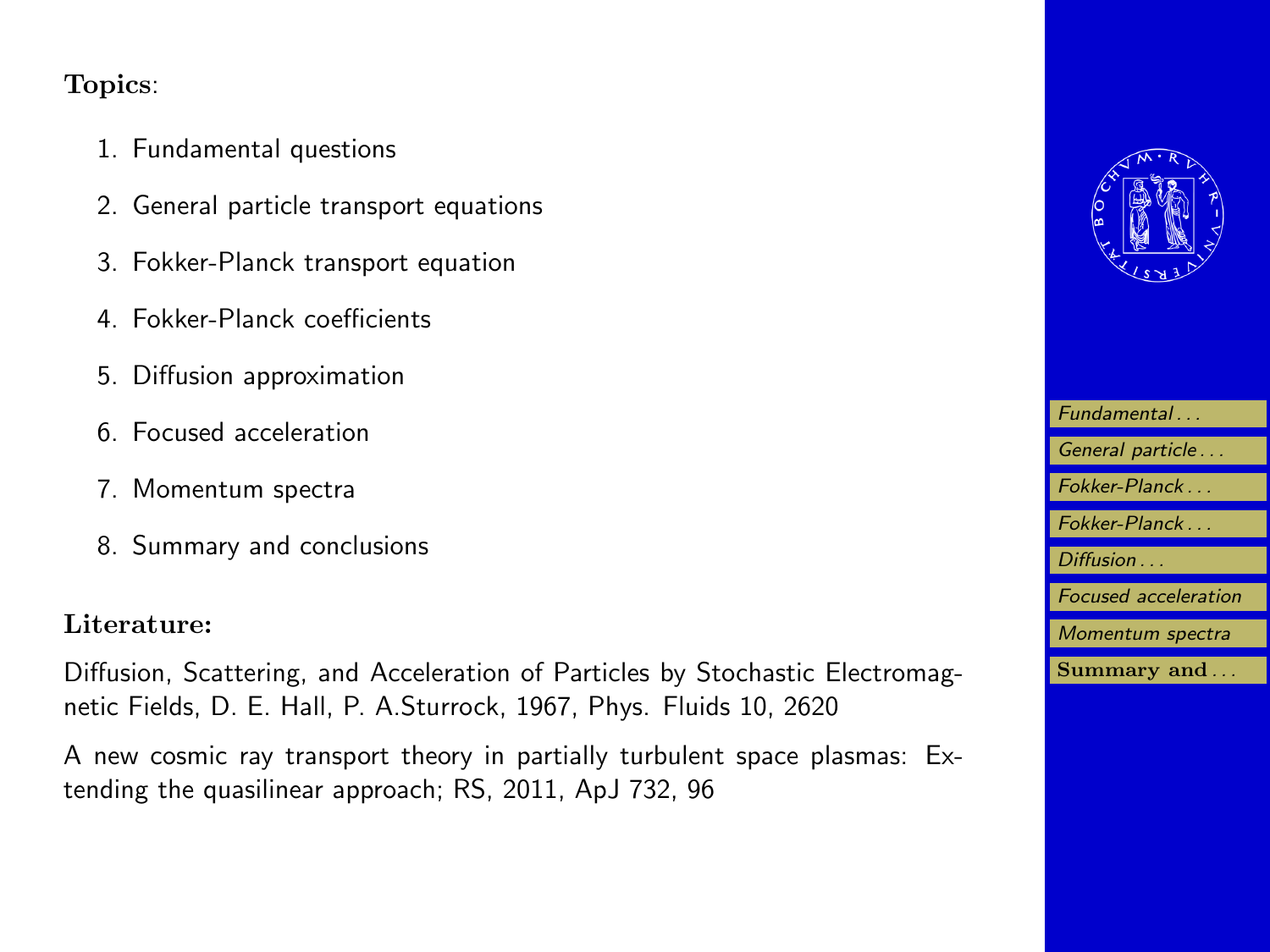**Topics**:

1. Fundamental questions
2. General particle transport equations
3. Fokker-Planck transport equation
4. Fokker-Planck coefficients
5. Diffusion approximation
6. Focused acceleration
7. Momentum spectra
8. Summary and conclusions

**Literature:**

Diffusion, Scattering, and Acceleration of Particles by Stochastic Electromagnetic Fields, D. E. Hall, P. A.Sturrock, 1967, Phys. Fluids 10, 2620

A new cosmic ray transport theory in partially turbulent space plasmas: Extending the quasilinear approach; RS, 2011, ApJ 732, 96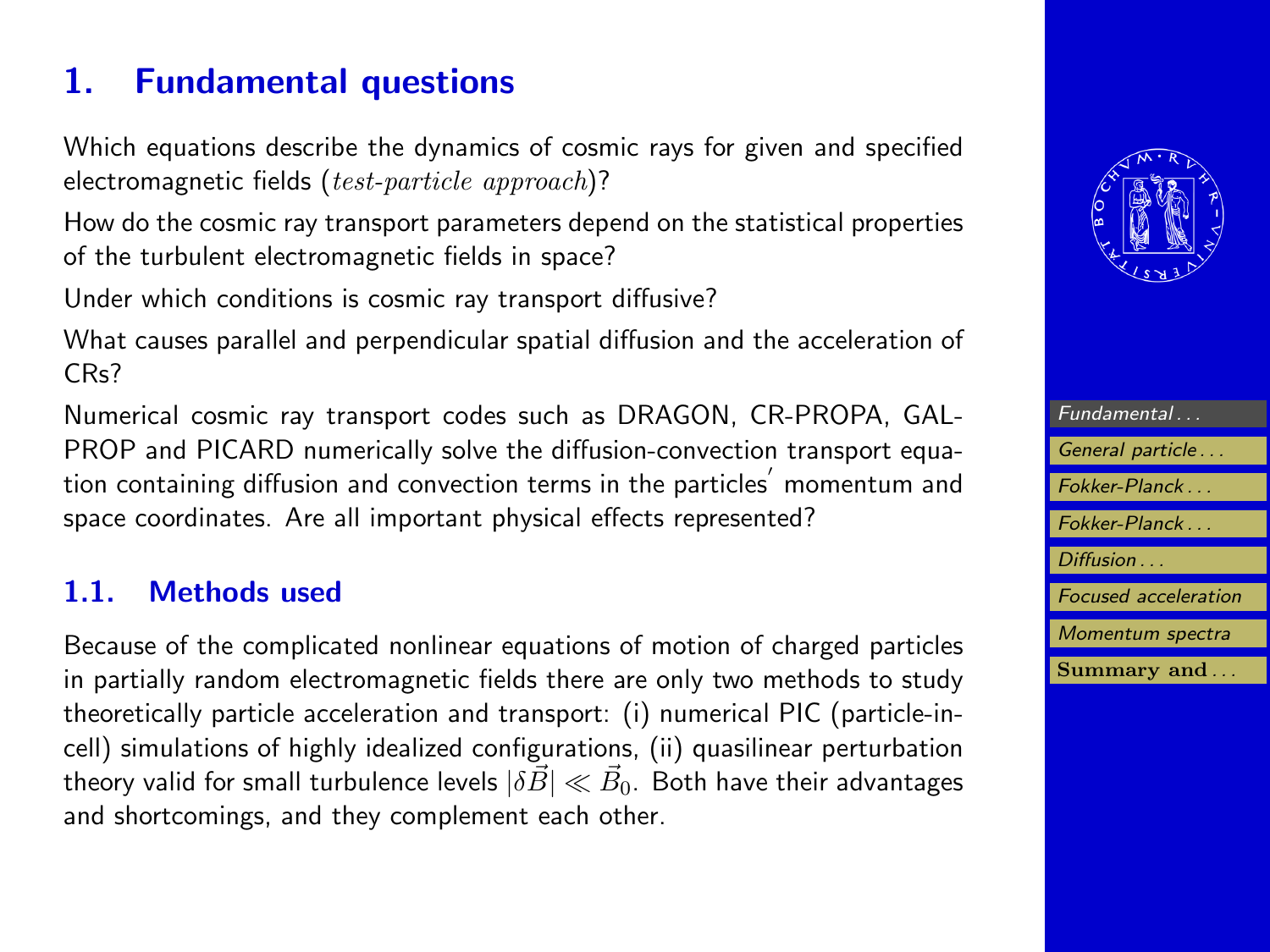# 1. Fundamental questions

Which equations describe the dynamics of cosmic rays for given and specified electromagnetic fields (*test-particle approach*)?

How do the cosmic ray transport parameters depend on the statistical properties of the turbulent electromagnetic fields in space?

Under which conditions is cosmic ray transport diffusive?

What causes parallel and perpendicular spatial diffusion and the acceleration of CRs?

Numerical cosmic ray transport codes such as DRAGON, CR-PROPA, GALPROP and PICARD numerically solve the diffusion-convection transport equation containing diffusion and convection terms in the particles′ momentum and space coordinates. Are all important physical effects represented?

## 1.1. Methods used

Because of the complicated nonlinear equations of motion of charged particles in partially random electromagnetic fields there are only two methods to study theoretically particle acceleration and transport: (i) numerical PIC (particle-in-cell) simulations of highly idealized configurations, (ii) quasilinear perturbation theory valid for small turbulence levels $|\delta\vec{B}| \ll \vec{B}_0$. Both have their advantages and shortcomings, and they complement each other.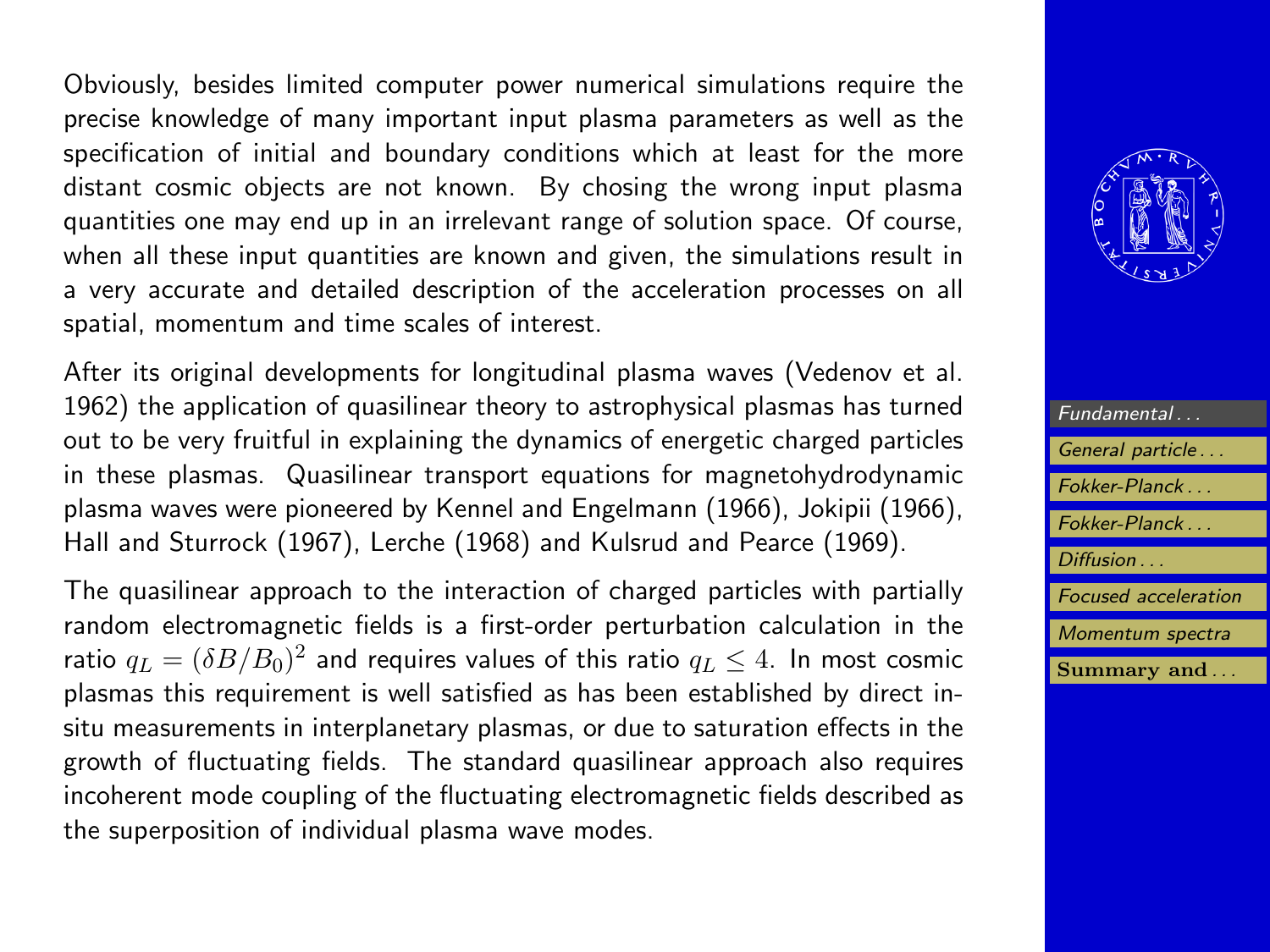Obviously, besides limited computer power numerical simulations require the precise knowledge of many important input plasma parameters as well as the specification of initial and boundary conditions which at least for the more distant cosmic objects are not known. By chosing the wrong input plasma quantities one may end up in an irrelevant range of solution space. Of course, when all these input quantities are known and given, the simulations result in a very accurate and detailed description of the acceleration processes on all spatial, momentum and time scales of interest.

After its original developments for longitudinal plasma waves (Vedenov et al. 1962) the application of quasilinear theory to astrophysical plasmas has turned out to be very fruitful in explaining the dynamics of energetic charged particles in these plasmas. Quasilinear transport equations for magnetohydrodynamic plasma waves were pioneered by Kennel and Engelmann (1966), Jokipii (1966), Hall and Sturrock (1967), Lerche (1968) and Kulsrud and Pearce (1969).

The quasilinear approach to the interaction of charged particles with partially random electromagnetic fields is a first-order perturbation calculation in the ratio $q_L = (\delta B/B_0)^2$ and requires values of this ratio $q_L \leq 4$. In most cosmic plasmas this requirement is well satisfied as has been established by direct in-situ measurements in interplanetary plasmas, or due to saturation effects in the growth of fluctuating fields. The standard quasilinear approach also requires incoherent mode coupling of the fluctuating electromagnetic fields described as the superposition of individual plasma wave modes.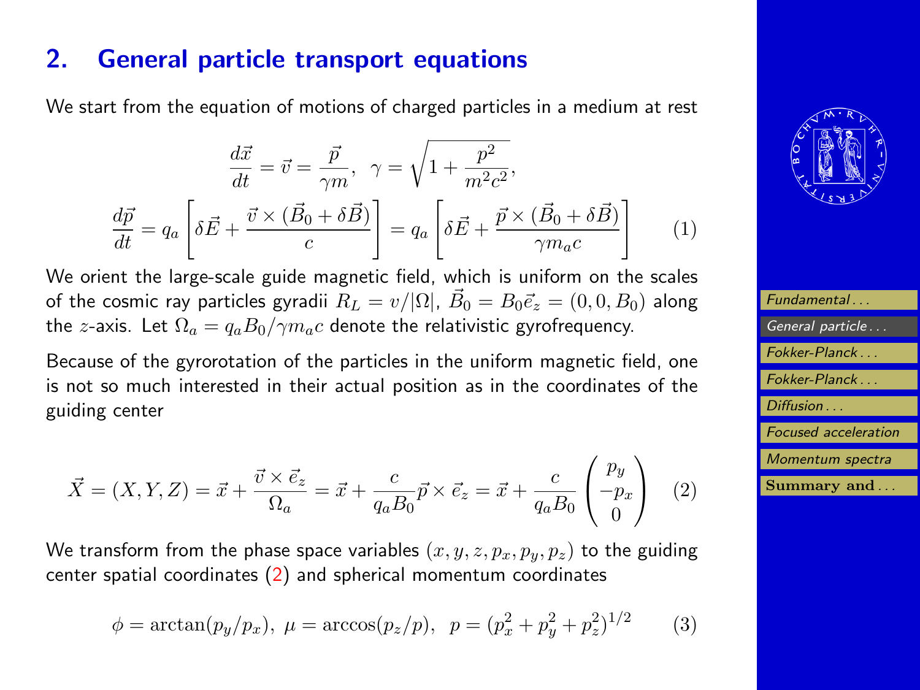## 2. General particle transport equations

We start from the equation of motions of charged particles in a medium at rest

$$\frac{d\vec{x}}{dt} = \vec{v} = \frac{\vec{p}}{\gamma m}, \;\; \gamma = \sqrt{1 + \frac{p^2}{m^2 c^2}},$$

$$\frac{d\vec{p}}{dt} = q_a \left[ \delta\vec{E} + \frac{\vec{v} \times (\vec{B}_0 + \delta\vec{B})}{c} \right] = q_a \left[ \delta\vec{E} + \frac{\vec{p} \times (\vec{B}_0 + \delta\vec{B})}{\gamma m_a c} \right] \tag{1}$$

We orient the large-scale guide magnetic field, which is uniform on the scales of the cosmic ray particles gyradii $R_L = v/|\Omega|$, $\vec{B}_0 = B_0 \vec{e}_z = (0, 0, B_0)$ along the $z$-axis. Let $\Omega_a = q_a B_0 / \gamma m_a c$ denote the relativistic gyrofrequency.

Because of the gyrorotation of the particles in the uniform magnetic field, one is not so much interested in their actual position as in the coordinates of the guiding center

$$\vec{X} = (X, Y, Z) = \vec{x} + \frac{\vec{v} \times \vec{e}_z}{\Omega_a} = \vec{x} + \frac{c}{q_a B_0} \vec{p} \times \vec{e}_z = \vec{x} + \frac{c}{q_a B_0} \begin{pmatrix} p_y \\ -p_x \\ 0 \end{pmatrix} \tag{2}$$

We transform from the phase space variables $(x, y, z, p_x, p_y, p_z)$ to the guiding center spatial coordinates (2) and spherical momentum coordinates

$$\phi = \arctan(p_y/p_x), \;\; \mu = \arccos(p_z/p), \;\; p = (p_x^2 + p_y^2 + p_z^2)^{1/2} \tag{3}$$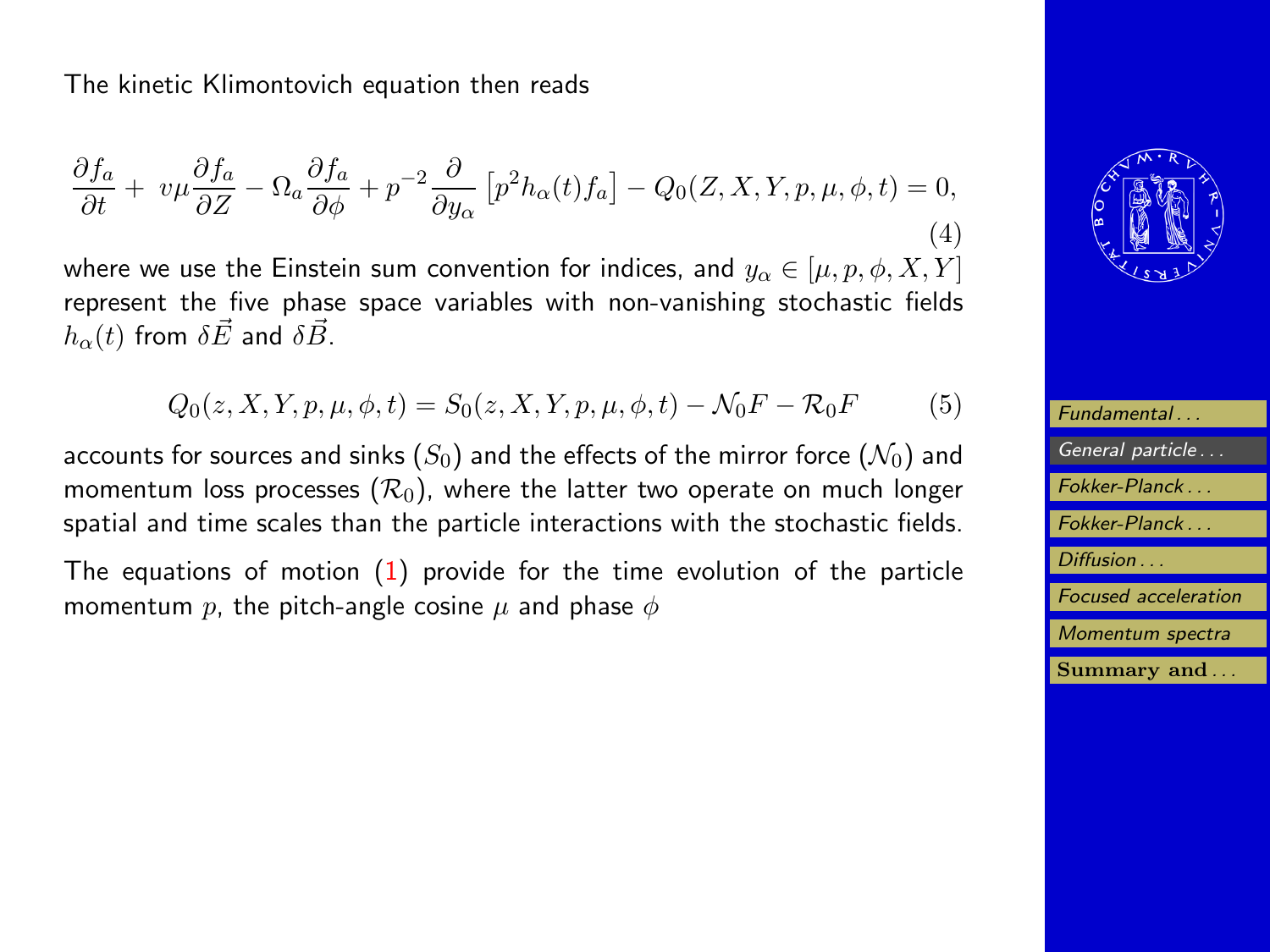The kinetic Klimontovich equation then reads

$$\frac{\partial f_a}{\partial t} + v\mu \frac{\partial f_a}{\partial Z} - \Omega_a \frac{\partial f_a}{\partial \phi} + p^{-2} \frac{\partial}{\partial y_\alpha} \left[ p^2 h_\alpha(t) f_a \right] - Q_0(Z, X, Y, p, \mu, \phi, t) = 0, \tag{4}$$

where we use the Einstein sum convention for indices, and $y_\alpha \in [\mu, p, \phi, X, Y]$ represent the five phase space variables with non-vanishing stochastic fields $h_\alpha(t)$ from $\delta\vec{E}$ and $\delta\vec{B}$.

$$Q_0(z, X, Y, p, \mu, \phi, t) = S_0(z, X, Y, p, \mu, \phi, t) - \mathcal{N}_0 F - \mathcal{R}_0 F \tag{5}$$

accounts for sources and sinks ($S_0$) and the effects of the mirror force ($\mathcal{N}_0$) and momentum loss processes ($\mathcal{R}_0$), where the latter two operate on much longer spatial and time scales than the particle interactions with the stochastic fields.

The equations of motion (1) provide for the time evolution of the particle momentum $p$, the pitch-angle cosine $\mu$ and phase $\phi$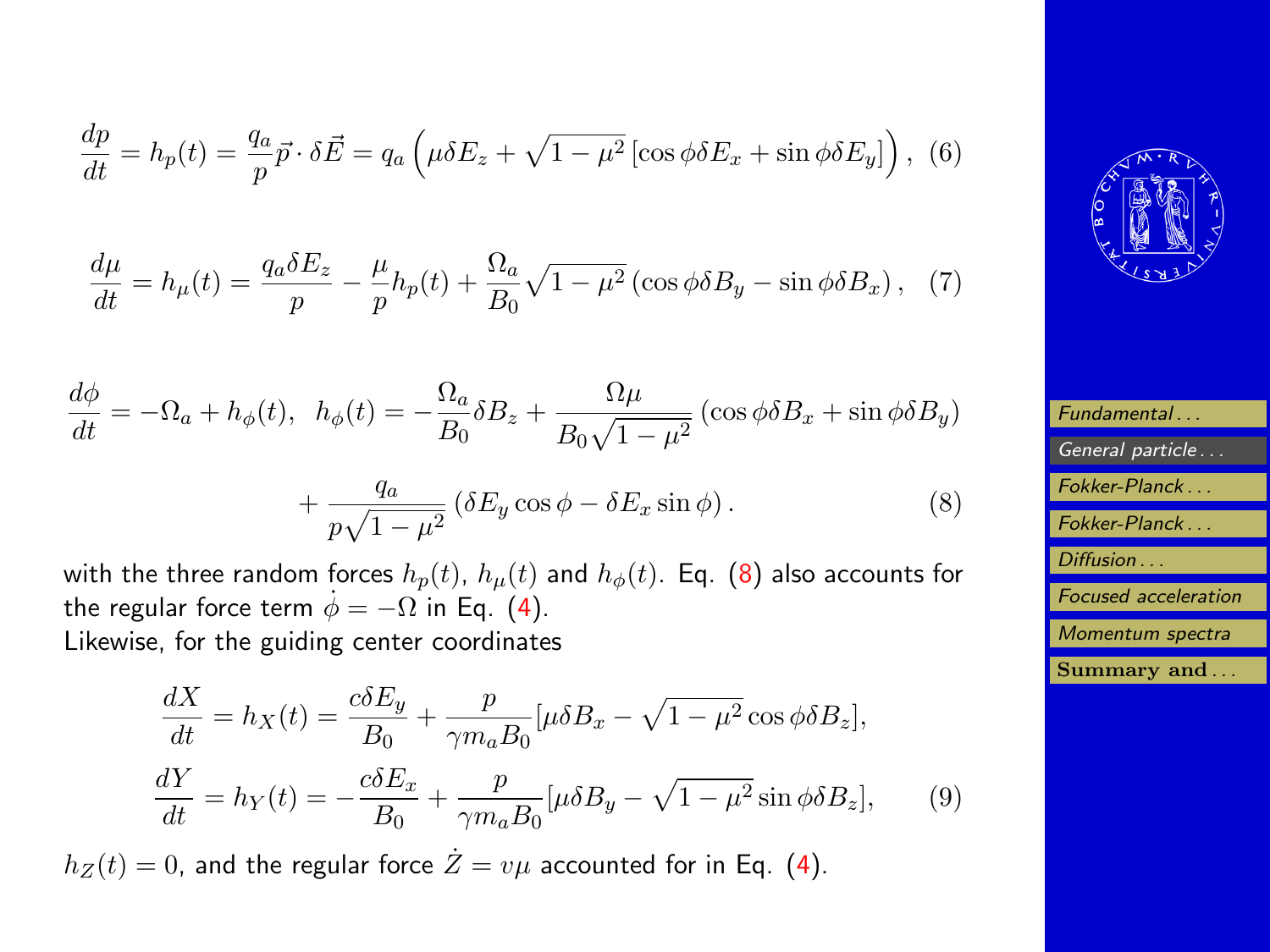$$\frac{dp}{dt} = h_p(t) = \frac{q_a}{p}\vec{p}\cdot\delta\vec{E} = q_a\left(\mu\delta E_z + \sqrt{1-\mu^2}\left[\cos\phi\delta E_x + \sin\phi\delta E_y\right]\right), \quad (6)$$

$$\frac{d\mu}{dt} = h_\mu(t) = \frac{q_a\delta E_z}{p} - \frac{\mu}{p}h_p(t) + \frac{\Omega_a}{B_0}\sqrt{1-\mu^2}\left(\cos\phi\delta B_y - \sin\phi\delta B_x\right), \quad (7)$$

$$\frac{d\phi}{dt} = -\Omega_a + h_\phi(t), \quad h_\phi(t) = -\frac{\Omega_a}{B_0}\delta B_z + \frac{\Omega\mu}{B_0\sqrt{1-\mu^2}}\left(\cos\phi\delta B_x + \sin\phi\delta B_y\right)$$
$$+ \frac{q_a}{p\sqrt{1-\mu^2}}\left(\delta E_y\cos\phi - \delta E_x\sin\phi\right). \quad (8)$$

with the three random forces $h_p(t)$, $h_\mu(t)$ and $h_\phi(t)$. Eq. (8) also accounts for the regular force term $\dot{\phi} = -\Omega$ in Eq. (4).
Likewise, for the guiding center coordinates

$$\frac{dX}{dt} = h_X(t) = \frac{c\delta E_y}{B_0} + \frac{p}{\gamma m_a B_0}[\mu\delta B_x - \sqrt{1-\mu^2}\cos\phi\delta B_z],$$
$$\frac{dY}{dt} = h_Y(t) = -\frac{c\delta E_x}{B_0} + \frac{p}{\gamma m_a B_0}[\mu\delta B_y - \sqrt{1-\mu^2}\sin\phi\delta B_z], \quad (9)$$

$h_Z(t) = 0$, and the regular force $\dot{Z} = v\mu$ accounted for in Eq. (4).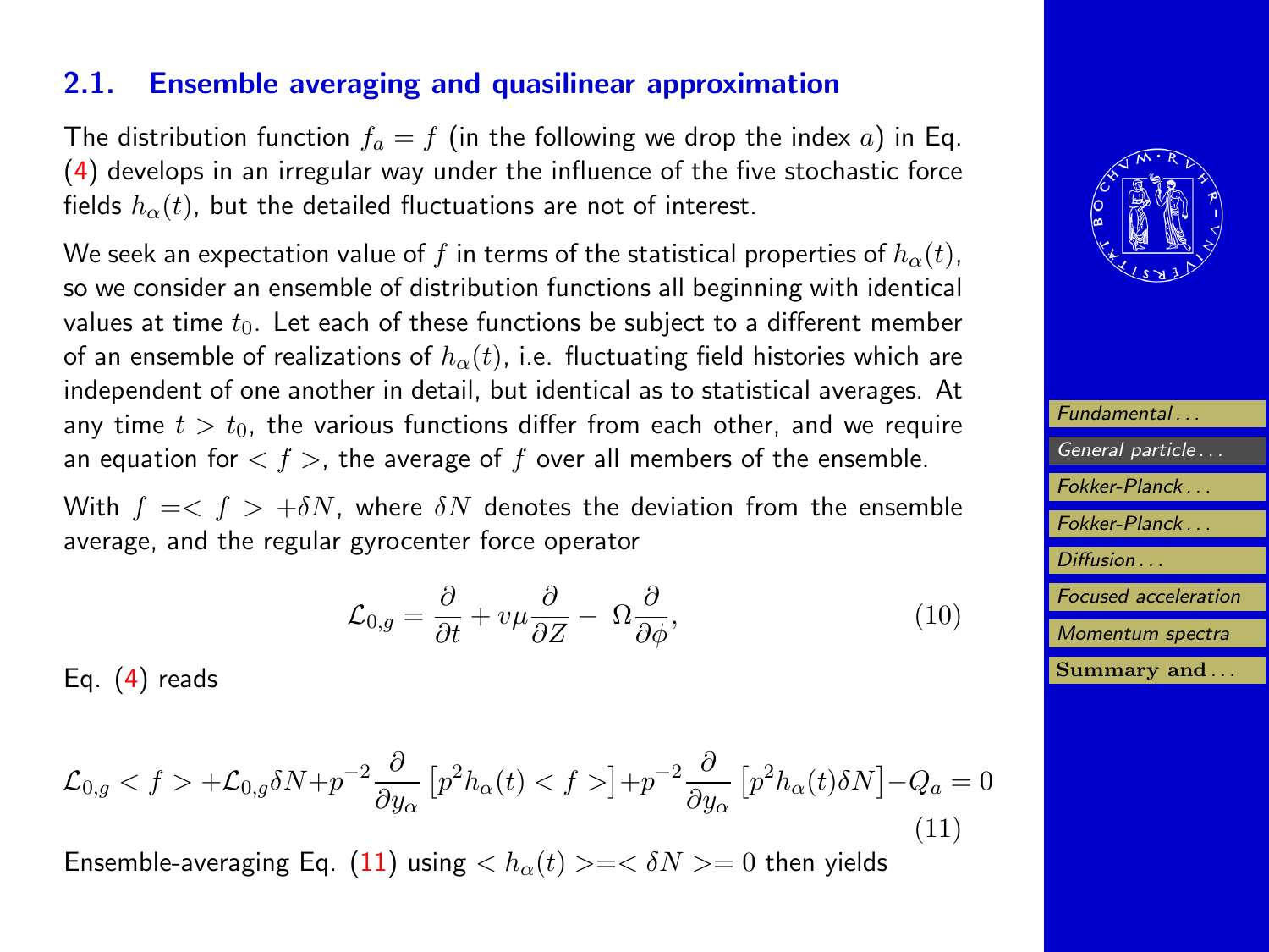## 2.1. Ensemble averaging and quasilinear approximation

The distribution function $f_a = f$ (in the following we drop the index $a$) in Eq. (4) develops in an irregular way under the influence of the five stochastic force fields $h_\alpha(t)$, but the detailed fluctuations are not of interest.

We seek an expectation value of $f$ in terms of the statistical properties of $h_\alpha(t)$, so we consider an ensemble of distribution functions all beginning with identical values at time $t_0$. Let each of these functions be subject to a different member of an ensemble of realizations of $h_\alpha(t)$, i.e. fluctuating field histories which are independent of one another in detail, but identical as to statistical averages. At any time $t > t_0$, the various functions differ from each other, and we require an equation for $< f >$, the average of $f$ over all members of the ensemble.

With $f =< f > +\delta N$, where $\delta N$ denotes the deviation from the ensemble average, and the regular gyrocenter force operator

$$\mathcal{L}_{0,g} = \frac{\partial}{\partial t} + v\mu \frac{\partial}{\partial Z} - \Omega \frac{\partial}{\partial \phi}, \tag{10}$$

Eq. (4) reads

$$\mathcal{L}_{0,g} < f > + \mathcal{L}_{0,g}\delta N + p^{-2}\frac{\partial}{\partial y_\alpha}\left[p^2 h_\alpha(t) < f >\right] + p^{-2}\frac{\partial}{\partial y_\alpha}\left[p^2 h_\alpha(t)\delta N\right] - Q_a = 0 \tag{11}$$

Ensemble-averaging Eq. (11) using $< h_\alpha(t) >=< \delta N >= 0$ then yields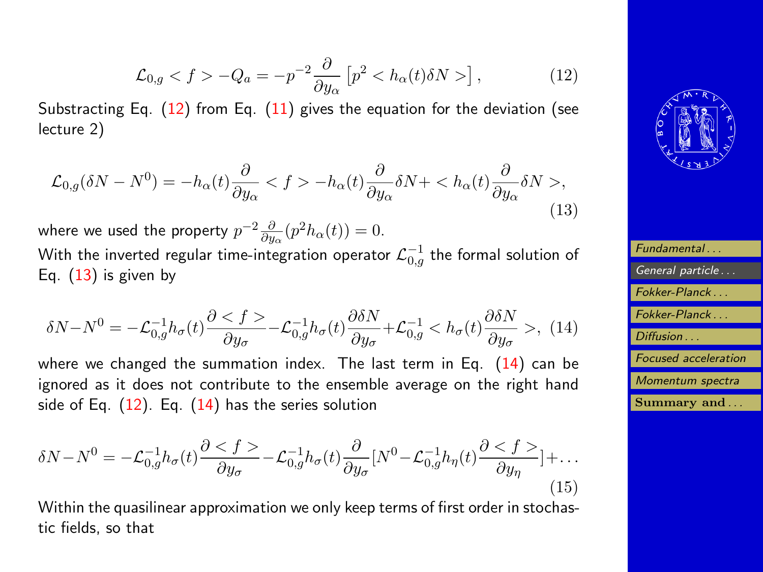$$\mathcal{L}_{0,g} < f > -Q_a = -p^{-2} \frac{\partial}{\partial y_\alpha} \left[ p^2 < h_\alpha(t) \delta N > \right], \tag{12}$$

Substracting Eq. (12) from Eq. (11) gives the equation for the deviation (see lecture 2)

$$\mathcal{L}_{0,g}(\delta N - N^0) = -h_\alpha(t) \frac{\partial}{\partial y_\alpha} < f > -h_\alpha(t) \frac{\partial}{\partial y_\alpha} \delta N + < h_\alpha(t) \frac{\partial}{\partial y_\alpha} \delta N >, \tag{13}$$

where we used the property $p^{-2} \frac{\partial}{\partial y_\alpha}(p^2 h_\alpha(t)) = 0$.

With the inverted regular time-integration operator $\mathcal{L}_{0,g}^{-1}$ the formal solution of Eq. (13) is given by

$$\delta N - N^0 = -\mathcal{L}_{0,g}^{-1} h_\sigma(t) \frac{\partial < f >}{\partial y_\sigma} - \mathcal{L}_{0,g}^{-1} h_\sigma(t) \frac{\partial \delta N}{\partial y_\sigma} + \mathcal{L}_{0,g}^{-1} < h_\sigma(t) \frac{\partial \delta N}{\partial y_\sigma} >, \tag{14}$$

where we changed the summation index. The last term in Eq. (14) can be ignored as it does not contribute to the ensemble average on the right hand side of Eq. (12). Eq. (14) has the series solution

$$\delta N - N^0 = -\mathcal{L}_{0,g}^{-1} h_\sigma(t) \frac{\partial < f >}{\partial y_\sigma} - \mathcal{L}_{0,g}^{-1} h_\sigma(t) \frac{\partial}{\partial y_\sigma} [N^0 - \mathcal{L}_{0,g}^{-1} h_\eta(t) \frac{\partial < f >}{\partial y_\eta}] + \dots \tag{15}$$

Within the quasilinear approximation we only keep terms of first order in stochastic fields, so that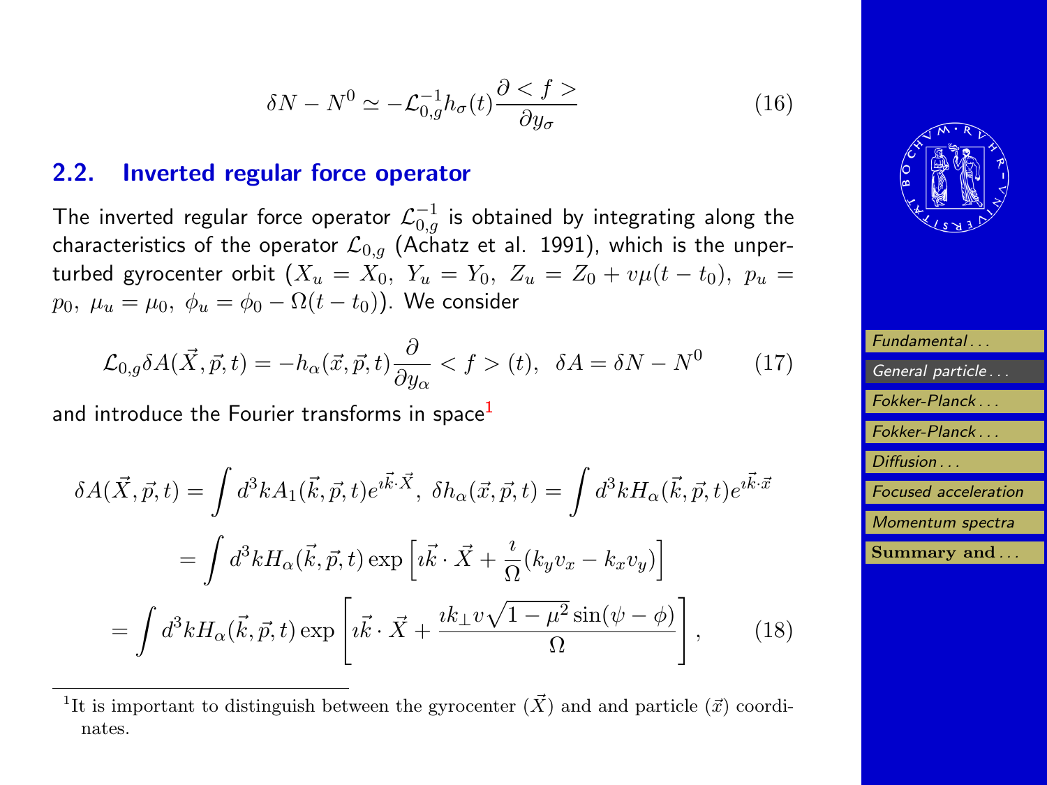$$\delta N - N^0 \simeq -\mathcal{L}_{0,g}^{-1} h_\sigma(t) \frac{\partial < f >}{\partial y_\sigma} \tag{16}$$

## 2.2. Inverted regular force operator

The inverted regular force operator $\mathcal{L}_{0,g}^{-1}$ is obtained by integrating along the characteristics of the operator $\mathcal{L}_{0,g}$ (Achatz et al. 1991), which is the unperturbed gyrocenter orbit ($X_u = X_0,\ Y_u = Y_0,\ Z_u = Z_0 + v\mu(t - t_0),\ p_u = p_0,\ \mu_u = \mu_0,\ \phi_u = \phi_0 - \Omega(t - t_0)$). We consider

$$\mathcal{L}_{0,g} \delta A(\vec{X}, \vec{p}, t) = -h_\alpha(\vec{x}, \vec{p}, t) \frac{\partial}{\partial y_\alpha} < f > (t), \ \ \delta A = \delta N - N^0 \tag{17}$$

and introduce the Fourier transforms in space[1]

$$\delta A(\vec{X}, \vec{p}, t) = \int d^3k A_1(\vec{k}, \vec{p}, t) e^{\imath \vec{k}\cdot\vec{X}},\ \delta h_\alpha(\vec{x}, \vec{p}, t) = \int d^3k H_\alpha(\vec{k}, \vec{p}, t) e^{\imath \vec{k}\cdot\vec{x}}$$

$$= \int d^3k H_\alpha(\vec{k}, \vec{p}, t) \exp\left[\imath \vec{k}\cdot\vec{X} + \frac{\imath}{\Omega}(k_y v_x - k_x v_y)\right]$$

$$= \int d^3k H_\alpha(\vec{k}, \vec{p}, t) \exp\left[\imath \vec{k}\cdot\vec{X} + \frac{\imath k_\perp v \sqrt{1-\mu^2} \sin(\psi - \phi)}{\Omega}\right], \tag{18}$$

[1] It is important to distinguish between the gyrocenter ($\vec{X}$) and and particle ($\vec{x}$) coordinates.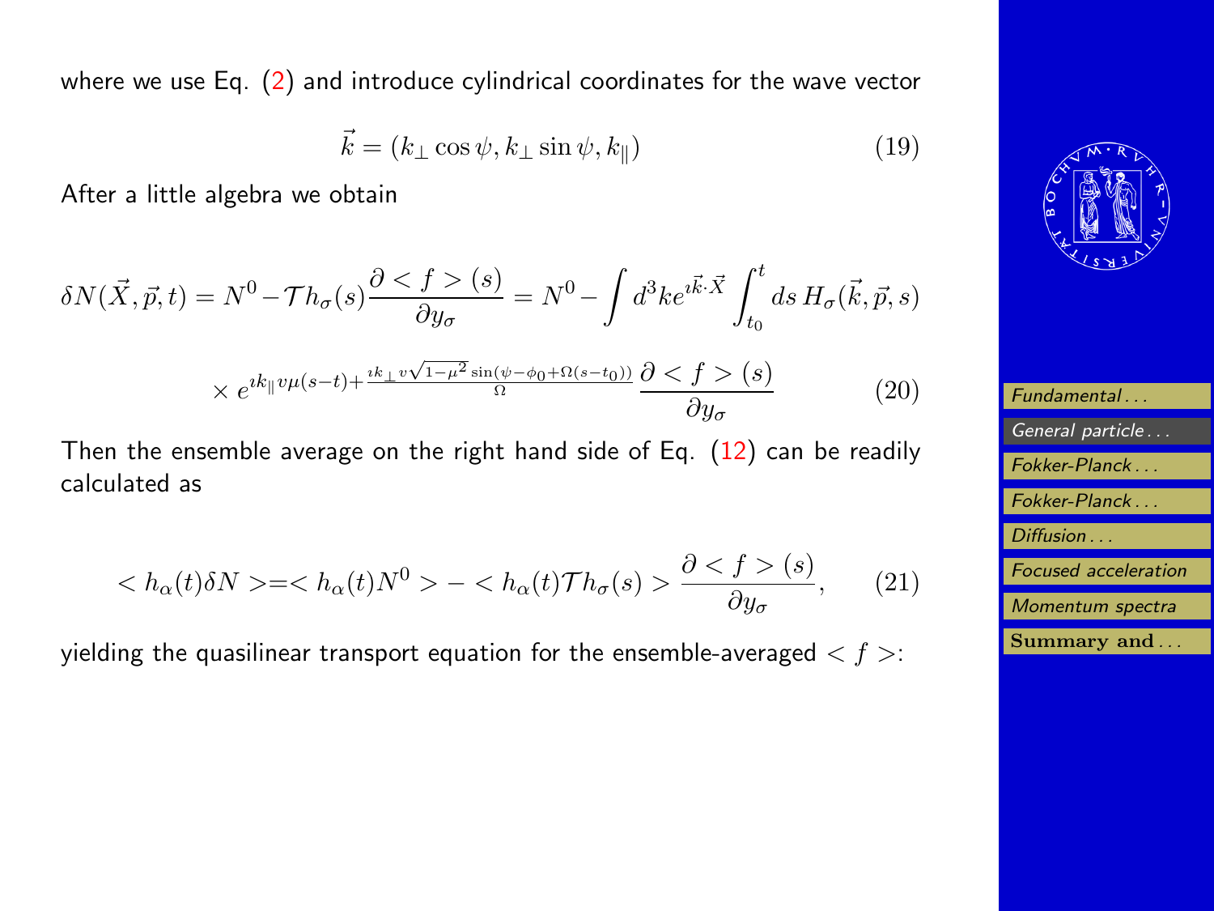where we use Eq. (2) and introduce cylindrical coordinates for the wave vector

$$\vec{k} = (k_\perp \cos\psi, k_\perp \sin\psi, k_\parallel) \tag{19}$$

After a little algebra we obtain

$$\delta N(\vec{X}, \vec{p}, t) = N^0 - \mathcal{T} h_\sigma(s) \frac{\partial < f > (s)}{\partial y_\sigma} = N^0 - \int d^3k e^{\imath \vec{k}\cdot\vec{X}} \int_{t_0}^{t} ds\, H_\sigma(\vec{k}, \vec{p}, s)$$

$$\times\, e^{\imath k_\parallel v\mu(s-t) + \frac{\imath k_\perp v\sqrt{1-\mu^2}\sin(\psi - \phi_0 + \Omega(s-t_0))}{\Omega}} \frac{\partial < f > (s)}{\partial y_\sigma} \tag{20}$$

Then the ensemble average on the right hand side of Eq. (12) can be readily calculated as

$$< h_\alpha(t)\delta N > = < h_\alpha(t) N^0 > - < h_\alpha(t) \mathcal{T} h_\sigma(s) > \frac{\partial < f > (s)}{\partial y_\sigma}, \tag{21}$$

yielding the quasilinear transport equation for the ensemble-averaged $< f >$: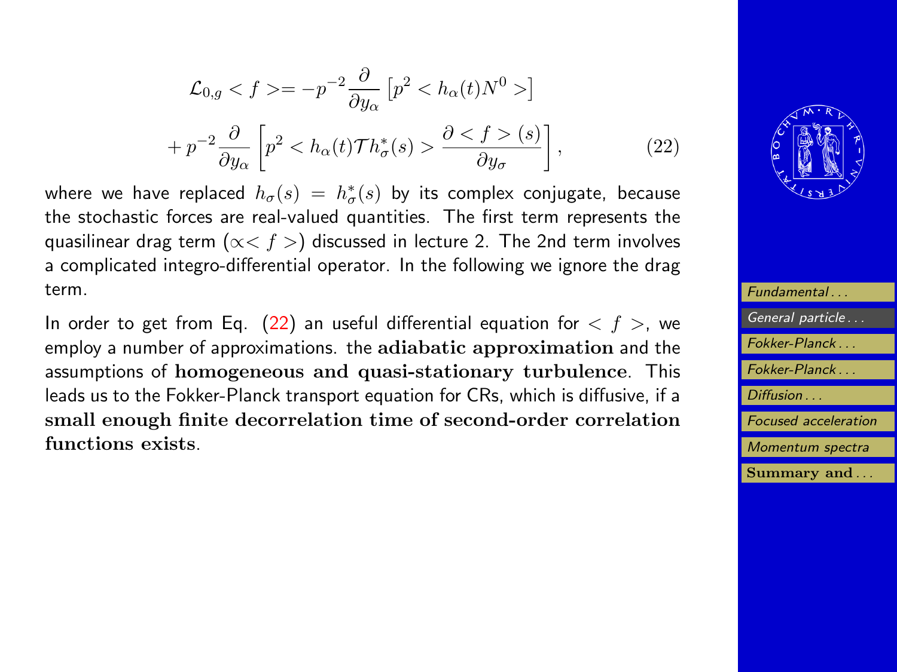$$\mathcal{L}_{0,g} < f >= -p^{-2} \frac{\partial}{\partial y_\alpha} \left[ p^2 < h_\alpha(t) N^0 > \right]$$
$$+ p^{-2} \frac{\partial}{\partial y_\alpha} \left[ p^2 < h_\alpha(t) \mathcal{T} h^*_\sigma(s) > \frac{\partial < f > (s)}{\partial y_\sigma} \right], \tag{22}$$

where we have replaced $h_\sigma(s) = h^*_\sigma(s)$ by its complex conjugate, because the stochastic forces are real-valued quantities. The first term represents the quasilinear drag term ($\propto < f >$) discussed in lecture 2. The 2nd term involves a complicated integro-differential operator. In the following we ignore the drag term.

In order to get from Eq. (22) an useful differential equation for $< f >$, we employ a number of approximations. the **adiabatic approximation** and the assumptions of **homogeneous and quasi-stationary turbulence**. This leads us to the Fokker-Planck transport equation for CRs, which is diffusive, if a **small enough finite decorrelation time of second-order correlation functions exists**.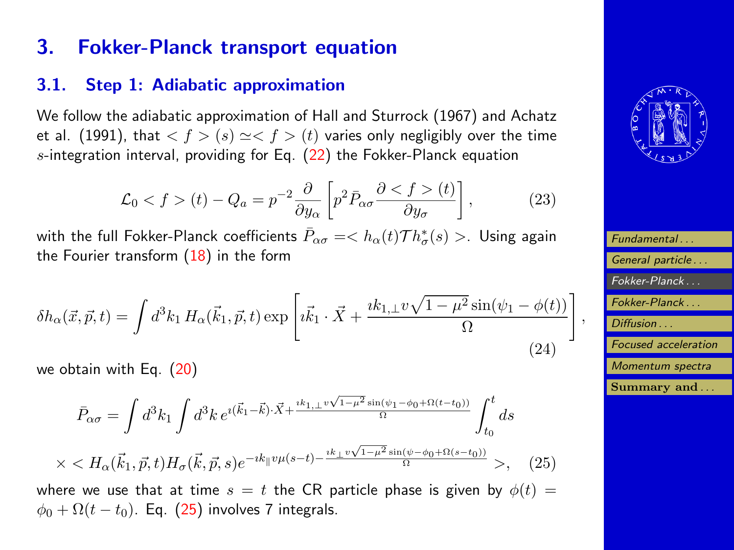# 3. Fokker-Planck transport equation

## 3.1. Step 1: Adiabatic approximation

We follow the adiabatic approximation of Hall and Sturrock (1967) and Achatz et al. (1991), that $< f > (s) \simeq < f > (t)$ varies only negligibly over the time $s$-integration interval, providing for Eq. (22) the Fokker-Planck equation

$$\mathcal{L}_0 < f > (t) - Q_a = p^{-2} \frac{\partial}{\partial y_\alpha} \left[ p^2 \bar{P}_{\alpha\sigma} \frac{\partial < f > (t)}{\partial y_\sigma} \right], \tag{23}$$

with the full Fokker-Planck coefficients $\bar{P}_{\alpha\sigma} =< h_\alpha(t) \mathcal{T} h^*_\sigma(s) >$. Using again the Fourier transform (18) in the form

$$\delta h_\alpha(\vec{x}, \vec{p}, t) = \int d^3k_1 \, H_\alpha(\vec{k}_1, \vec{p}, t) \exp \left[ \imath \vec{k}_1 \cdot \vec{X} + \frac{\imath k_{1,\perp} v \sqrt{1-\mu^2} \sin(\psi_1 - \phi(t))}{\Omega} \right], \tag{24}$$

we obtain with Eq. (20)

$$\bar{P}_{\alpha\sigma} = \int d^3k_1 \int d^3k \, e^{\imath(\vec{k}_1 - \vec{k}) \cdot \vec{X} + \frac{\imath k_{1,\perp} v \sqrt{1-\mu^2} \sin(\psi_1 - \phi_0 + \Omega(t-t_0))}{\Omega}} \int_{t_0}^{t} ds$$

$$\times < H_\alpha(\vec{k}_1, \vec{p}, t) H_\sigma(\vec{k}, \vec{p}, s) e^{-\imath k_\parallel v \mu (s-t) - \frac{\imath k_\perp v \sqrt{1-\mu^2} \sin(\psi - \phi_0 + \Omega(s-t_0))}{\Omega}} >, \tag{25}$$

where we use that at time $s = t$ the CR particle phase is given by $\phi(t) = \phi_0 + \Omega(t - t_0)$. Eq. (25) involves 7 integrals.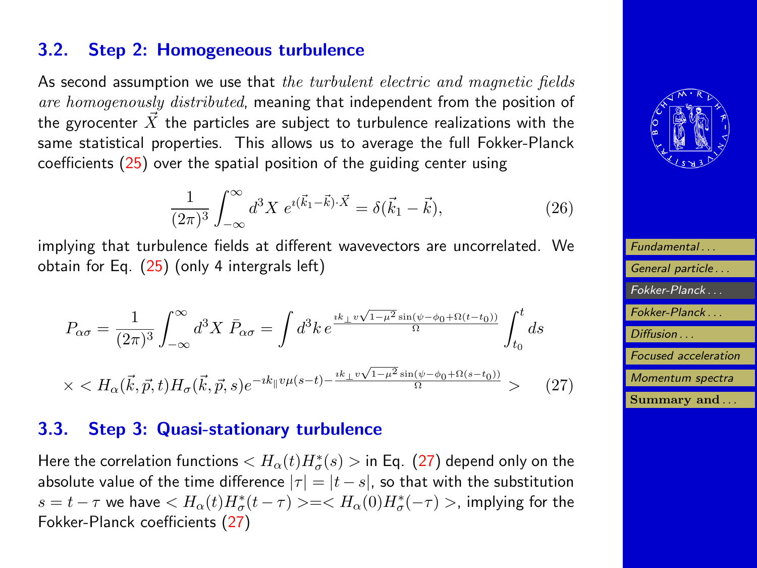### 3.2. Step 2: Homogeneous turbulence

As second assumption we use that *the turbulent electric and magnetic fields are homogenously distributed*, meaning that independent from the position of the gyrocenter $\vec{X}$ the particles are subject to turbulence realizations with the same statistical properties. This allows us to average the full Fokker-Planck coefficients (25) over the spatial position of the guiding center using

$$\frac{1}{(2\pi)^3}\int_{-\infty}^{\infty} d^3X\; e^{\imath(\vec{k}_1-\vec{k})\cdot\vec{X}} = \delta(\vec{k}_1-\vec{k}), \tag{26}$$

implying that turbulence fields at different wavevectors are uncorrelated. We obtain for Eq. (25) (only 4 intergrals left)

$$P_{\alpha\sigma} = \frac{1}{(2\pi)^3}\int_{-\infty}^{\infty} d^3X\; \bar{P}_{\alpha\sigma} = \int d^3k\, e^{\frac{\imath k_\perp v\sqrt{1-\mu^2}\sin(\psi-\phi_0+\Omega(t-t_0))}{\Omega}} \int_{t_0}^{t} ds$$

$$\times < H_\alpha(\vec{k},\vec{p},t) H_\sigma(\vec{k},\vec{p},s) e^{-\imath k_\parallel v\mu(s-t) - \frac{\imath k_\perp v\sqrt{1-\mu^2}\sin(\psi-\phi_0+\Omega(s-t_0))}{\Omega}} > \tag{27}$$

### 3.3. Step 3: Quasi-stationary turbulence

Here the correlation functions $< H_\alpha(t)H^*_\sigma(s) >$ in Eq. (27) depend only on the absolute value of the time difference $|\tau| = |t-s|$, so that with the substitution $s = t-\tau$ we have $< H_\alpha(t)H^*_\sigma(t-\tau) >=< H_\alpha(0)H^*_\sigma(-\tau) >$, implying for the Fokker-Planck coefficients (27)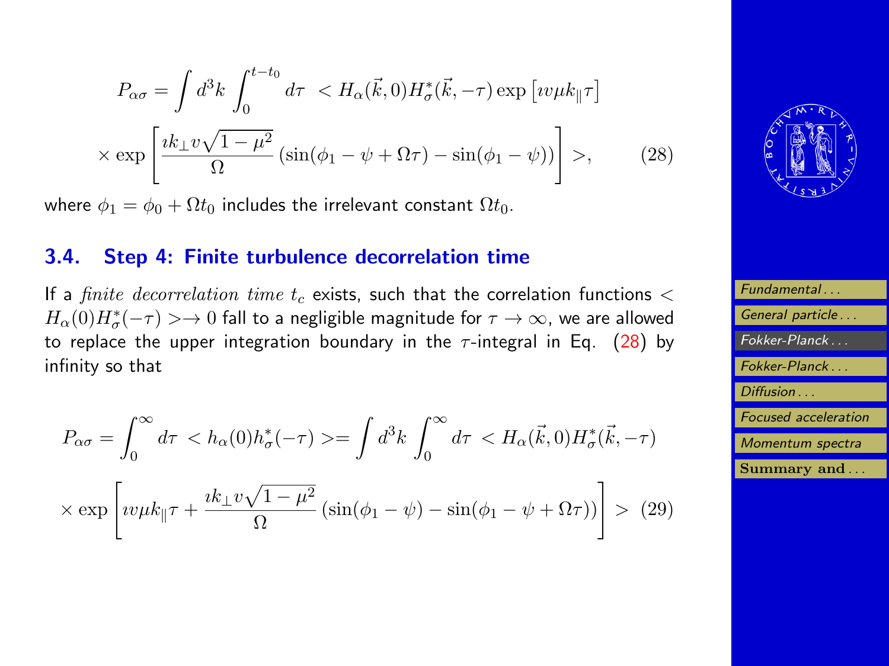$$P_{\alpha\sigma} = \int d^3k \int_0^{t-t_0} d\tau \ < H_\alpha(\vec{k}, 0) H^*_\sigma(\vec{k}, -\tau) \exp\left[\imath v \mu k_\parallel \tau\right]$$

$$\times \exp\left[\frac{\imath k_\perp v\sqrt{1-\mu^2}}{\Omega}\left(\sin(\phi_1 - \psi + \Omega\tau) - \sin(\phi_1 - \psi)\right)\right] >, \qquad (28)$$

where $\phi_1 = \phi_0 + \Omega t_0$ includes the irrelevant constant $\Omega t_0$.

## 3.4. Step 4: Finite turbulence decorrelation time

If a *finite decorrelation time* $t_c$ exists, such that the correlation functions $< H_\alpha(0) H^*_\sigma(-\tau) > \to 0$ fall to a negligible magnitude for $\tau \to \infty$, we are allowed to replace the upper integration boundary in the $\tau$-integral in Eq. (28) by infinity so that

$$P_{\alpha\sigma} = \int_0^\infty d\tau \ < h_\alpha(0) h^*_\sigma(-\tau) > = \int d^3k \int_0^\infty d\tau \ < H_\alpha(\vec{k}, 0) H^*_\sigma(\vec{k}, -\tau)$$

$$\times \exp\left[\imath v \mu k_\parallel \tau + \frac{\imath k_\perp v\sqrt{1-\mu^2}}{\Omega}\left(\sin(\phi_1 - \psi) - \sin(\phi_1 - \psi + \Omega\tau)\right)\right] > \ (29)$$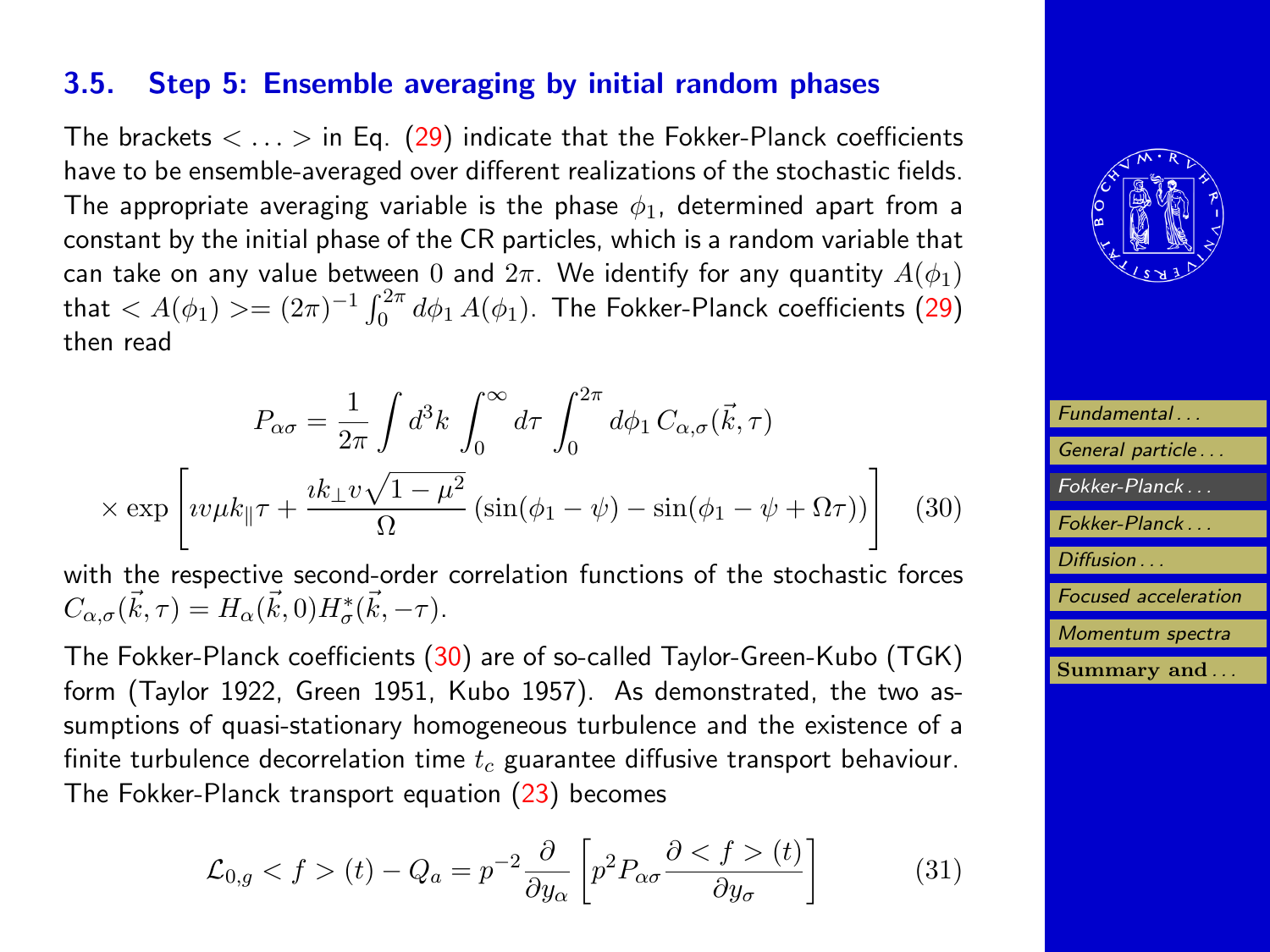### 3.5. Step 5: Ensemble averaging by initial random phases

The brackets $< \ldots >$ in Eq. (29) indicate that the Fokker-Planck coefficients have to be ensemble-averaged over different realizations of the stochastic fields. The appropriate averaging variable is the phase $\phi_1$, determined apart from a constant by the initial phase of the CR particles, which is a random variable that can take on any value between $0$ and $2\pi$. We identify for any quantity $A(\phi_1)$ that $< A(\phi_1) >= (2\pi)^{-1} \int_0^{2\pi} d\phi_1 \, A(\phi_1)$. The Fokker-Planck coefficients (29) then read

$$P_{\alpha\sigma} = \frac{1}{2\pi} \int d^3k \int_0^\infty d\tau \int_0^{2\pi} d\phi_1 \, C_{\alpha,\sigma}(\vec{k}, \tau)$$

$$\times \exp\left[ \imath v \mu k_\parallel \tau + \frac{\imath k_\perp v \sqrt{1-\mu^2}}{\Omega} \left( \sin(\phi_1 - \psi) - \sin(\phi_1 - \psi + \Omega\tau) \right) \right] \quad (30)$$

with the respective second-order correlation functions of the stochastic forces $C_{\alpha,\sigma}(\vec{k}, \tau) = H_\alpha(\vec{k}, 0) H_\sigma^*(\vec{k}, -\tau)$.

The Fokker-Planck coefficients (30) are of so-called Taylor-Green-Kubo (TGK) form (Taylor 1922, Green 1951, Kubo 1957). As demonstrated, the two assumptions of quasi-stationary homogeneous turbulence and the existence of a finite turbulence decorrelation time $t_c$ guarantee diffusive transport behaviour. The Fokker-Planck transport equation (23) becomes

$$\mathcal{L}_{0,g} < f > (t) - Q_a = p^{-2} \frac{\partial}{\partial y_\alpha} \left[ p^2 P_{\alpha\sigma} \frac{\partial < f > (t)}{\partial y_\sigma} \right] \quad (31)$$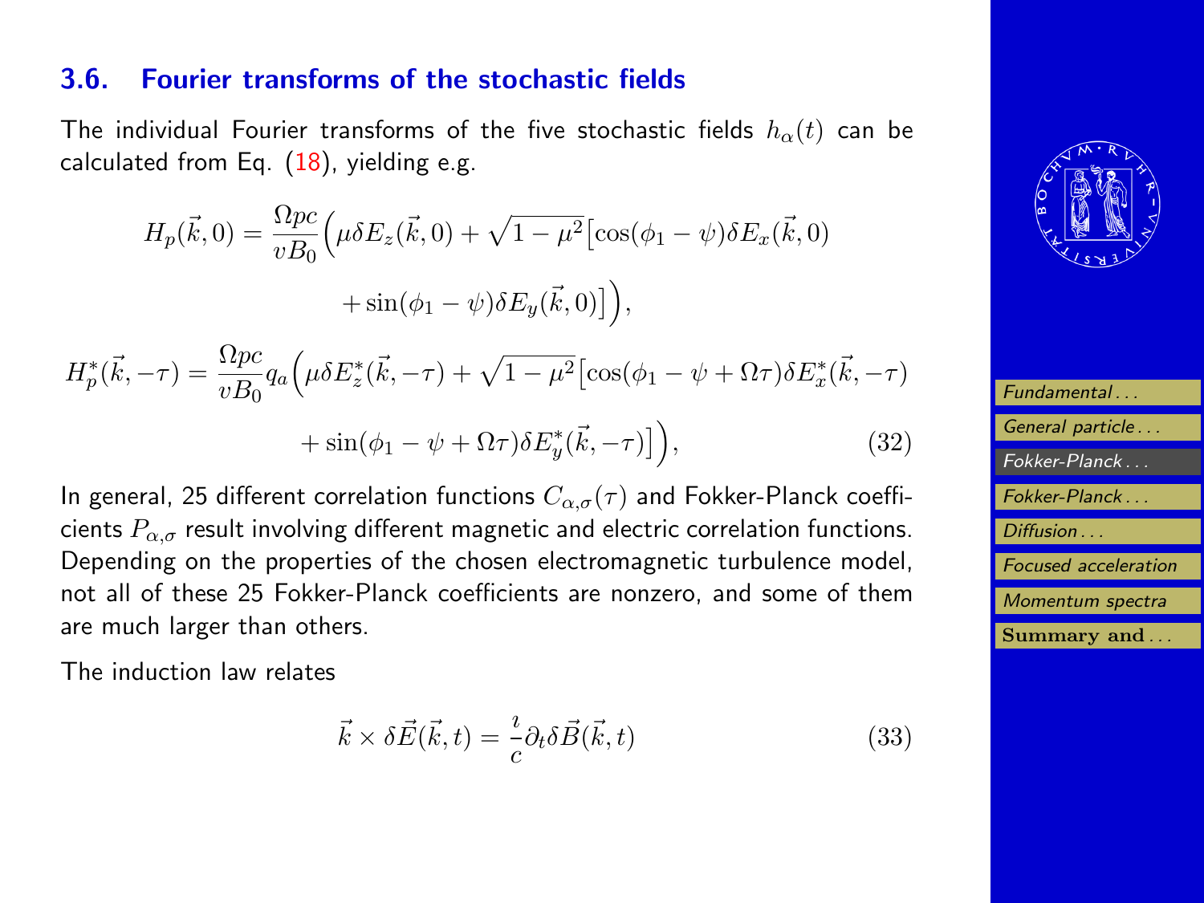### 3.6. Fourier transforms of the stochastic fields

The individual Fourier transforms of the five stochastic fields $h_\alpha(t)$ can be calculated from Eq. (18), yielding e.g.

$$
\begin{aligned}
H_p(\vec{k},0) &= \frac{\Omega pc}{vB_0}\Big(\mu\delta E_z(\vec{k},0) + \sqrt{1-\mu^2}\big[\cos(\phi_1-\psi)\delta E_x(\vec{k},0) \\
&\qquad + \sin(\phi_1-\psi)\delta E_y(\vec{k},0)\big]\Big), \\
H_p^*(\vec{k},-\tau) &= \frac{\Omega pc}{vB_0} q_a \Big(\mu\delta E_z^*(\vec{k},-\tau) + \sqrt{1-\mu^2}\big[\cos(\phi_1-\psi+\Omega\tau)\delta E_x^*(\vec{k},-\tau) \\
&\qquad + \sin(\phi_1-\psi+\Omega\tau)\delta E_y^*(\vec{k},-\tau)\big]\Big),
\end{aligned} \tag{32}
$$

In general, 25 different correlation functions $C_{\alpha,\sigma}(\tau)$ and Fokker-Planck coefficients $P_{\alpha,\sigma}$ result involving different magnetic and electric correlation functions. Depending on the properties of the chosen electromagnetic turbulence model, not all of these 25 Fokker-Planck coefficients are nonzero, and some of them are much larger than others.

The induction law relates

$$
\vec{k} \times \delta\vec{E}(\vec{k},t) = \frac{\imath}{c}\partial_t \delta\vec{B}(\vec{k},t) \tag{33}
$$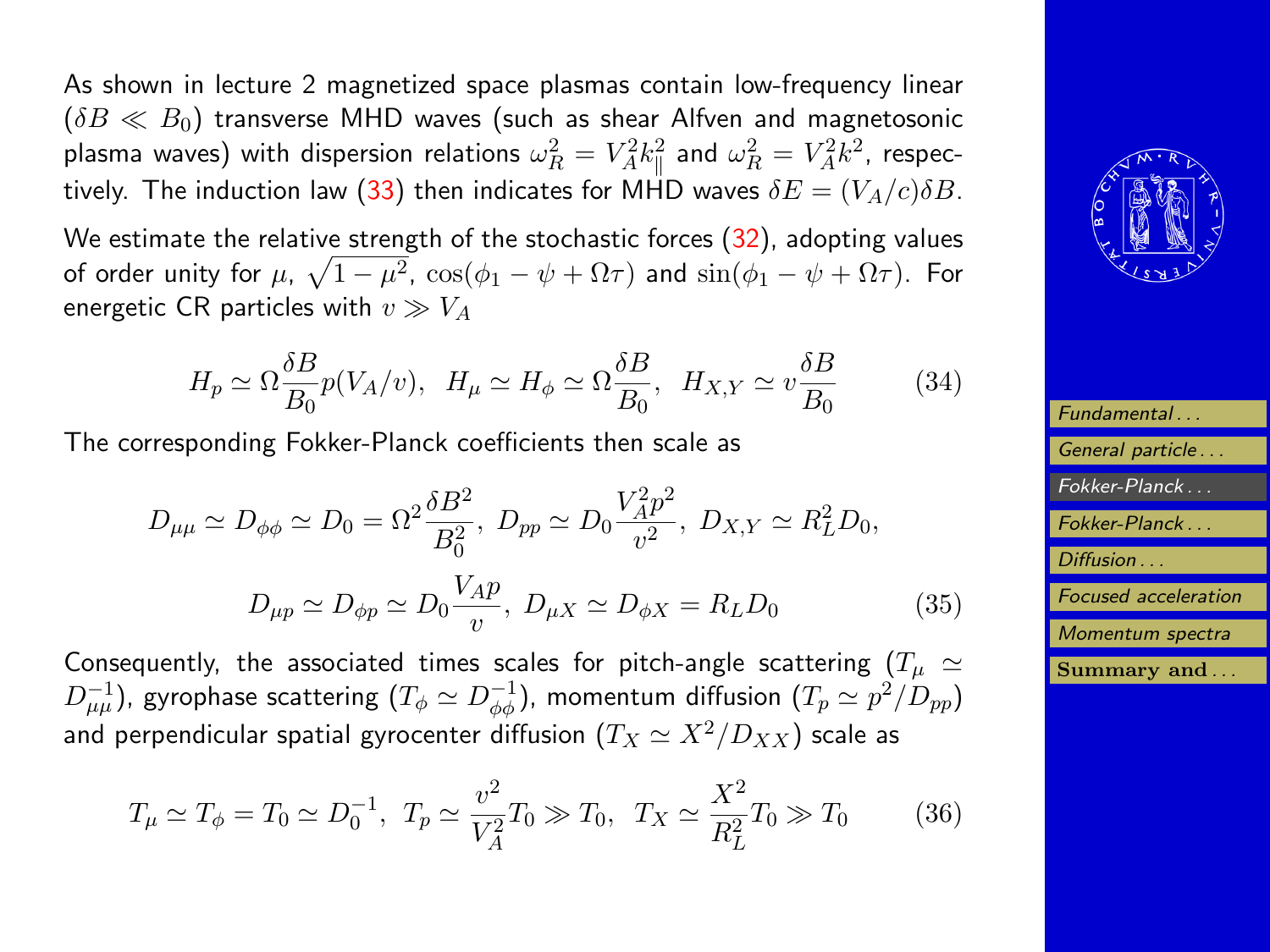As shown in lecture 2 magnetized space plasmas contain low-frequency linear ($\delta B \ll B_0$) transverse MHD waves (such as shear Alfven and magnetosonic plasma waves) with dispersion relations $\omega_R^2 = V_A^2 k_\parallel^2$ and $\omega_R^2 = V_A^2 k^2$, respectively. The induction law (33) then indicates for MHD waves $\delta E = (V_A/c)\delta B$.

We estimate the relative strength of the stochastic forces (32), adopting values of order unity for $\mu$, $\sqrt{1-\mu^2}$, $\cos(\phi_1 - \psi + \Omega\tau)$ and $\sin(\phi_1 - \psi + \Omega\tau)$. For energetic CR particles with $v \gg V_A$

$$H_p \simeq \Omega \frac{\delta B}{B_0} p(V_A/v), \;\; H_\mu \simeq H_\phi \simeq \Omega \frac{\delta B}{B_0}, \;\; H_{X,Y} \simeq v \frac{\delta B}{B_0} \tag{34}$$

The corresponding Fokker-Planck coefficients then scale as

$$D_{\mu\mu} \simeq D_{\phi\phi} \simeq D_0 = \Omega^2 \frac{\delta B^2}{B_0^2}, \; D_{pp} \simeq D_0 \frac{V_A^2 p^2}{v^2}, \; D_{X,Y} \simeq R_L^2 D_0,$$

$$D_{\mu p} \simeq D_{\phi p} \simeq D_0 \frac{V_A p}{v}, \; D_{\mu X} \simeq D_{\phi X} = R_L D_0 \tag{35}$$

Consequently, the associated times scales for pitch-angle scattering ($T_\mu \simeq D_{\mu\mu}^{-1}$), gyrophase scattering ($T_\phi \simeq D_{\phi\phi}^{-1}$), momentum diffusion ($T_p \simeq p^2/D_{pp}$) and perpendicular spatial gyrocenter diffusion ($T_X \simeq X^2/D_{XX}$) scale as

$$T_\mu \simeq T_\phi = T_0 \simeq D_0^{-1}, \; T_p \simeq \frac{v^2}{V_A^2} T_0 \gg T_0, \;\; T_X \simeq \frac{X^2}{R_L^2} T_0 \gg T_0 \tag{36}$$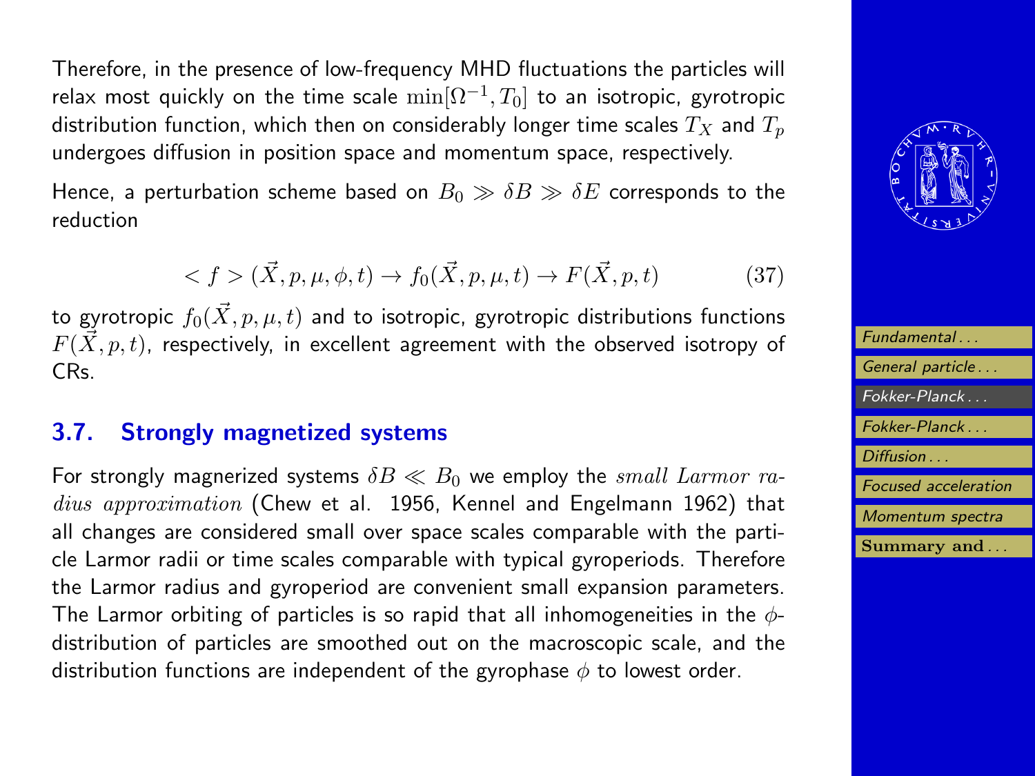Therefore, in the presence of low-frequency MHD fluctuations the particles will relax most quickly on the time scale $\min[\Omega^{-1}, T_0]$ to an isotropic, gyrotropic distribution function, which then on considerably longer time scales $T_X$ and $T_p$ undergoes diffusion in position space and momentum space, respectively.

Hence, a perturbation scheme based on $B_0 \gg \delta B \gg \delta E$ corresponds to the reduction

$$< f > (\vec{X}, p, \mu, \phi, t) \rightarrow f_0(\vec{X}, p, \mu, t) \rightarrow F(\vec{X}, p, t) \tag{37}$$

to gyrotropic $f_0(\vec{X}, p, \mu, t)$ and to isotropic, gyrotropic distributions functions $F(\vec{X}, p, t)$, respectively, in excellent agreement with the observed isotropy of CRs.

## 3.7. Strongly magnetized systems

For strongly magnerized systems $\delta B \ll B_0$ we employ the *small Larmor radius approximation* (Chew et al. 1956, Kennel and Engelmann 1962) that all changes are considered small over space scales comparable with the particle Larmor radii or time scales comparable with typical gyroperiods. Therefore the Larmor radius and gyroperiod are convenient small expansion parameters. The Larmor orbiting of particles is so rapid that all inhomogeneities in the $\phi$-distribution of particles are smoothed out on the macroscopic scale, and the distribution functions are independent of the gyrophase $\phi$ to lowest order.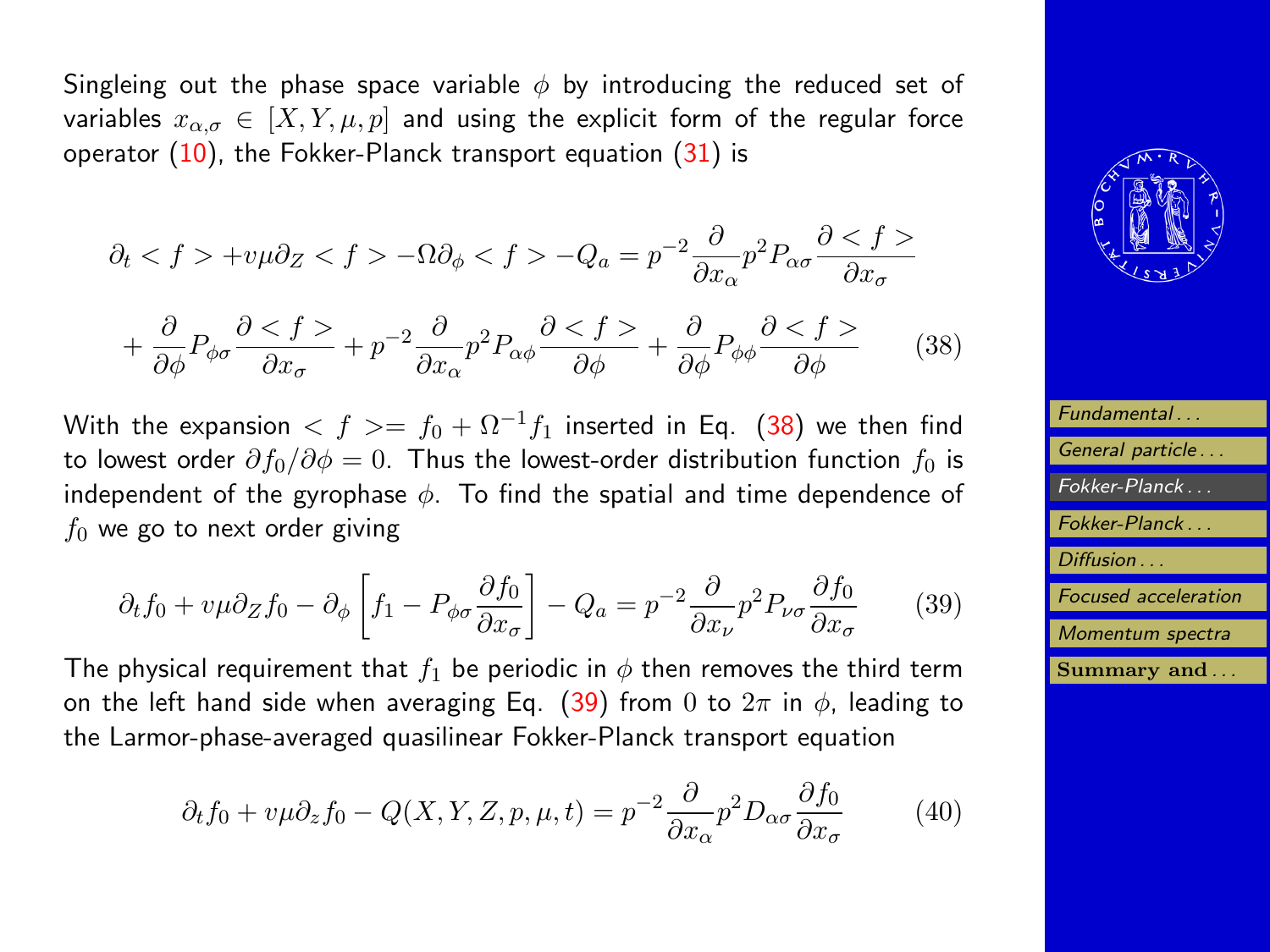Singleing out the phase space variable $\phi$ by introducing the reduced set of variables $x_{\alpha,\sigma} \in [X, Y, \mu, p]$ and using the explicit form of the regular force operator (10), the Fokker-Planck transport equation (31) is

$$\partial_t < f > + v\mu\partial_Z < f > - \Omega\partial_\phi < f > - Q_a = p^{-2}\frac{\partial}{\partial x_\alpha} p^2 P_{\alpha\sigma} \frac{\partial < f >}{\partial x_\sigma}$$

$$+ \frac{\partial}{\partial \phi} P_{\phi\sigma} \frac{\partial < f >}{\partial x_\sigma} + p^{-2}\frac{\partial}{\partial x_\alpha} p^2 P_{\alpha\phi} \frac{\partial < f >}{\partial \phi} + \frac{\partial}{\partial \phi} P_{\phi\phi} \frac{\partial < f >}{\partial \phi} \qquad (38)$$

With the expansion $< f >= f_0 + \Omega^{-1} f_1$ inserted in Eq. (38) we then find to lowest order $\partial f_0 / \partial \phi = 0$. Thus the lowest-order distribution function $f_0$ is independent of the gyrophase $\phi$. To find the spatial and time dependence of $f_0$ we go to next order giving

$$\partial_t f_0 + v\mu\partial_Z f_0 - \partial_\phi \left[ f_1 - P_{\phi\sigma} \frac{\partial f_0}{\partial x_\sigma} \right] - Q_a = p^{-2}\frac{\partial}{\partial x_\nu} p^2 P_{\nu\sigma} \frac{\partial f_0}{\partial x_\sigma} \qquad (39)$$

The physical requirement that $f_1$ be periodic in $\phi$ then removes the third term on the left hand side when averaging Eq. (39) from $0$ to $2\pi$ in $\phi$, leading to the Larmor-phase-averaged quasilinear Fokker-Planck transport equation

$$\partial_t f_0 + v\mu\partial_z f_0 - Q(X, Y, Z, p, \mu, t) = p^{-2}\frac{\partial}{\partial x_\alpha} p^2 D_{\alpha\sigma} \frac{\partial f_0}{\partial x_\sigma} \qquad (40)$$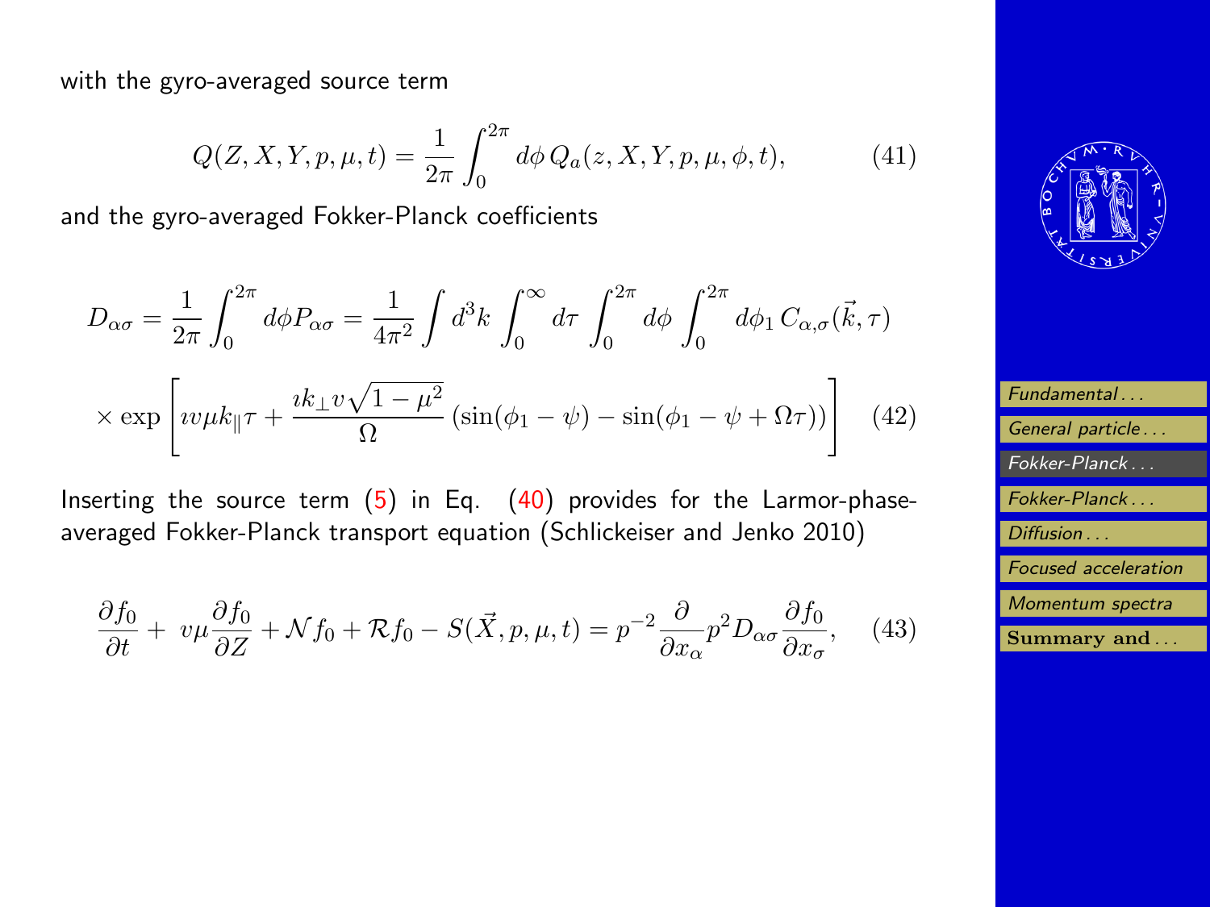with the gyro-averaged source term

$$Q(Z, X, Y, p, \mu, t) = \frac{1}{2\pi} \int_0^{2\pi} d\phi \, Q_a(z, X, Y, p, \mu, \phi, t), \tag{41}$$

and the gyro-averaged Fokker-Planck coefficients

$$D_{\alpha\sigma} = \frac{1}{2\pi} \int_0^{2\pi} d\phi P_{\alpha\sigma} = \frac{1}{4\pi^2} \int d^3k \int_0^{\infty} d\tau \int_0^{2\pi} d\phi \int_0^{2\pi} d\phi_1 \, C_{\alpha,\sigma}(\vec{k}, \tau)$$

$$\times \exp\left[ \imath v \mu k_\parallel \tau + \frac{\imath k_\perp v \sqrt{1-\mu^2}}{\Omega} \left( \sin(\phi_1 - \psi) - \sin(\phi_1 - \psi + \Omega\tau) \right) \right] \tag{42}$$

Inserting the source term (5) in Eq. (40) provides for the Larmor-phase-averaged Fokker-Planck transport equation (Schlickeiser and Jenko 2010)

$$\frac{\partial f_0}{\partial t} + v\mu \frac{\partial f_0}{\partial Z} + \mathcal{N} f_0 + \mathcal{R} f_0 - S(\vec{X}, p, \mu, t) = p^{-2} \frac{\partial}{\partial x_\alpha} p^2 D_{\alpha\sigma} \frac{\partial f_0}{\partial x_\sigma}, \tag{43}$$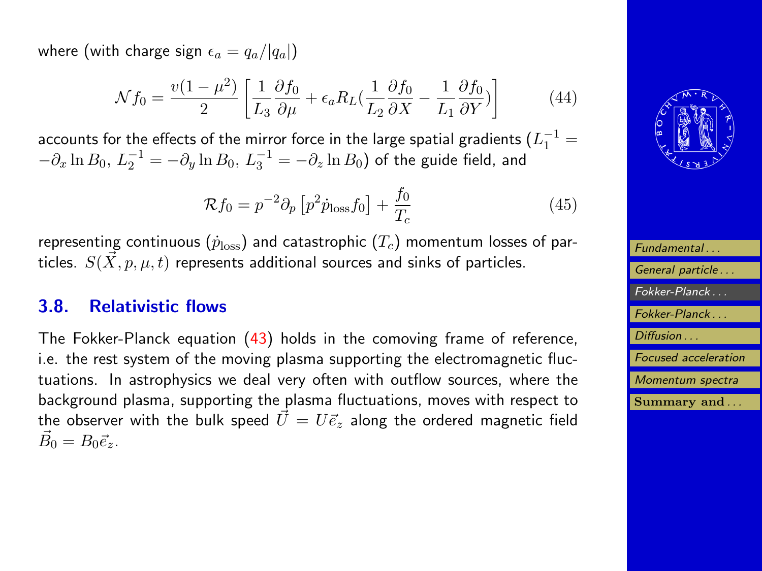where (with charge sign $\epsilon_a = q_a/|q_a|$)

$$\mathcal{N} f_0 = \frac{v(1-\mu^2)}{2} \left[ \frac{1}{L_3} \frac{\partial f_0}{\partial \mu} + \epsilon_a R_L ( \frac{1}{L_2} \frac{\partial f_0}{\partial X} - \frac{1}{L_1} \frac{\partial f_0}{\partial Y} ) \right] \tag{44}$$

accounts for the effects of the mirror force in the large spatial gradients ($L_1^{-1} = -\partial_x \ln B_0$, $L_2^{-1} = -\partial_y \ln B_0$, $L_3^{-1} = -\partial_z \ln B_0$) of the guide field, and

$$\mathcal{R} f_0 = p^{-2} \partial_p \left[ p^2 \dot{p}_{\text{loss}} f_0 \right] + \frac{f_0}{T_c} \tag{45}$$

representing continuous ($\dot{p}_{\text{loss}}$) and catastrophic ($T_c$) momentum losses of particles. $S(\vec{X}, p, \mu, t)$ represents additional sources and sinks of particles.

## 3.8. Relativistic flows

The Fokker-Planck equation (43) holds in the comoving frame of reference, i.e. the rest system of the moving plasma supporting the electromagnetic fluctuations. In astrophysics we deal very often with outflow sources, where the background plasma, supporting the plasma fluctuations, moves with respect to the observer with the bulk speed $\vec{U} = U\vec{e}_z$ along the ordered magnetic field $\vec{B}_0 = B_0 \vec{e}_z$.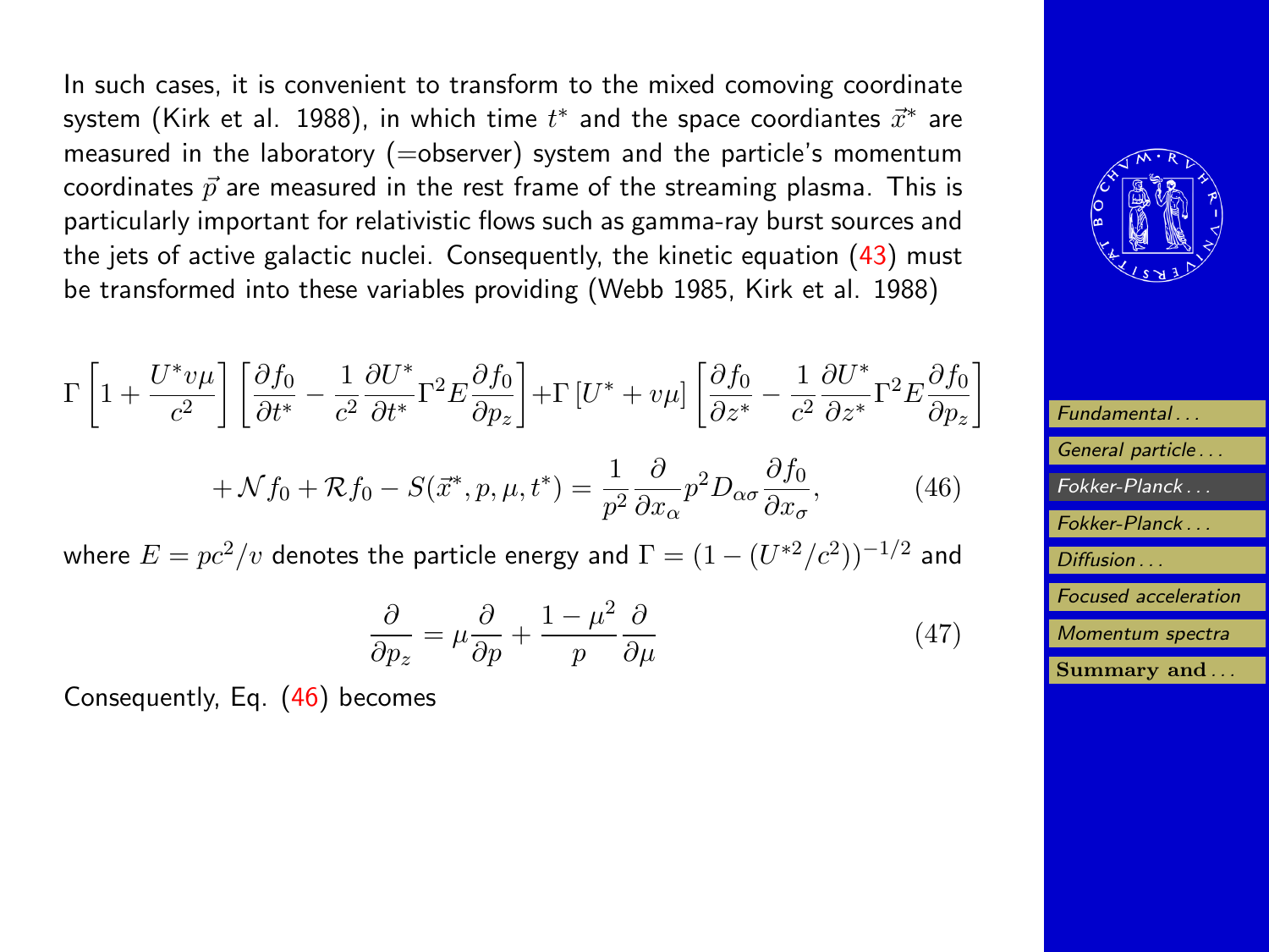In such cases, it is convenient to transform to the mixed comoving coordinate system (Kirk et al. 1988), in which time $t^*$ and the space coordiantes $\vec{x}^*$ are measured in the laboratory (=observer) system and the particle's momentum coordinates $\vec{p}$ are measured in the rest frame of the streaming plasma. This is particularly important for relativistic flows such as gamma-ray burst sources and the jets of active galactic nuclei. Consequently, the kinetic equation (43) must be transformed into these variables providing (Webb 1985, Kirk et al. 1988)

$$\Gamma\left[1+\frac{U^* v\mu}{c^2}\right]\left[\frac{\partial f_0}{\partial t^*}-\frac{1}{c^2}\frac{\partial U^*}{\partial t^*}\Gamma^2 E\frac{\partial f_0}{\partial p_z}\right]+\Gamma\left[U^*+v\mu\right]\left[\frac{\partial f_0}{\partial z^*}-\frac{1}{c^2}\frac{\partial U^*}{\partial z^*}\Gamma^2 E\frac{\partial f_0}{\partial p_z}\right]$$

$$+\mathcal{N}f_0+\mathcal{R}f_0-S(\vec{x}^*,p,\mu,t^*)=\frac{1}{p^2}\frac{\partial}{\partial x_\alpha}p^2 D_{\alpha\sigma}\frac{\partial f_0}{\partial x_\sigma}, \tag{46}$$

where $E=pc^2/v$ denotes the particle energy and $\Gamma=(1-(U^{*2}/c^2))^{-1/2}$ and

$$\frac{\partial}{\partial p_z}=\mu\frac{\partial}{\partial p}+\frac{1-\mu^2}{p}\frac{\partial}{\partial \mu} \tag{47}$$

Consequently, Eq. (46) becomes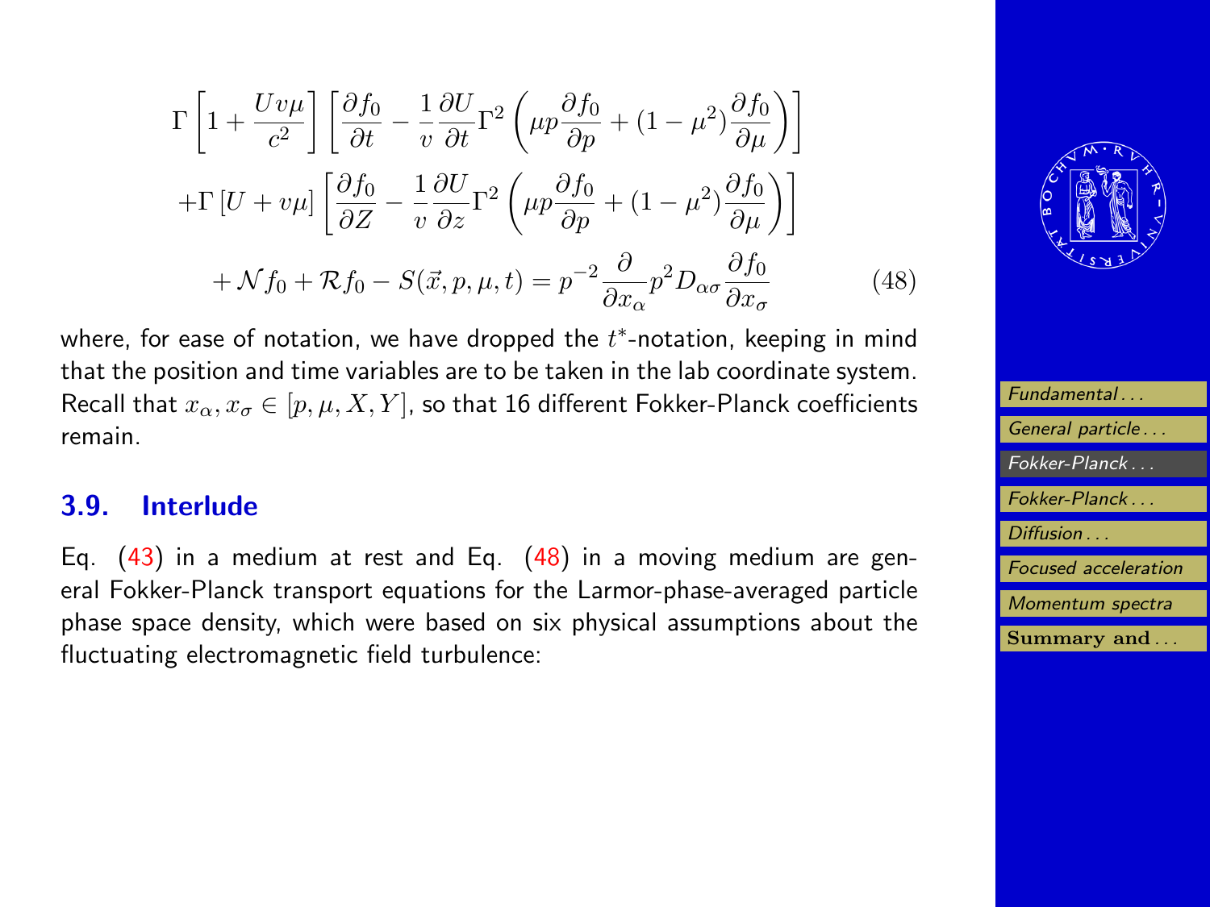$$
\Gamma\left[1+\frac{Uv\mu}{c^2}\right]\left[\frac{\partial f_0}{\partial t}-\frac{1}{v}\frac{\partial U}{\partial t}\Gamma^2\left(\mu p\frac{\partial f_0}{\partial p}+(1-\mu^2)\frac{\partial f_0}{\partial \mu}\right)\right]
$$

$$
+\Gamma\left[U+v\mu\right]\left[\frac{\partial f_0}{\partial Z}-\frac{1}{v}\frac{\partial U}{\partial z}\Gamma^2\left(\mu p\frac{\partial f_0}{\partial p}+(1-\mu^2)\frac{\partial f_0}{\partial \mu}\right)\right]
$$

$$
+\mathcal{N}f_0+\mathcal{R}f_0-S(\vec{x},p,\mu,t)=p^{-2}\frac{\partial}{\partial x_\alpha}p^2 D_{\alpha\sigma}\frac{\partial f_0}{\partial x_\sigma} \tag{48}
$$

where, for ease of notation, we have dropped the $t^*$-notation, keeping in mind that the position and time variables are to be taken in the lab coordinate system. Recall that $x_\alpha, x_\sigma \in [p, \mu, X, Y]$, so that 16 different Fokker-Planck coefficients remain.

## 3.9. Interlude

Eq. (43) in a medium at rest and Eq. (48) in a moving medium are general Fokker-Planck transport equations for the Larmor-phase-averaged particle phase space density, which were based on six physical assumptions about the fluctuating electromagnetic field turbulence: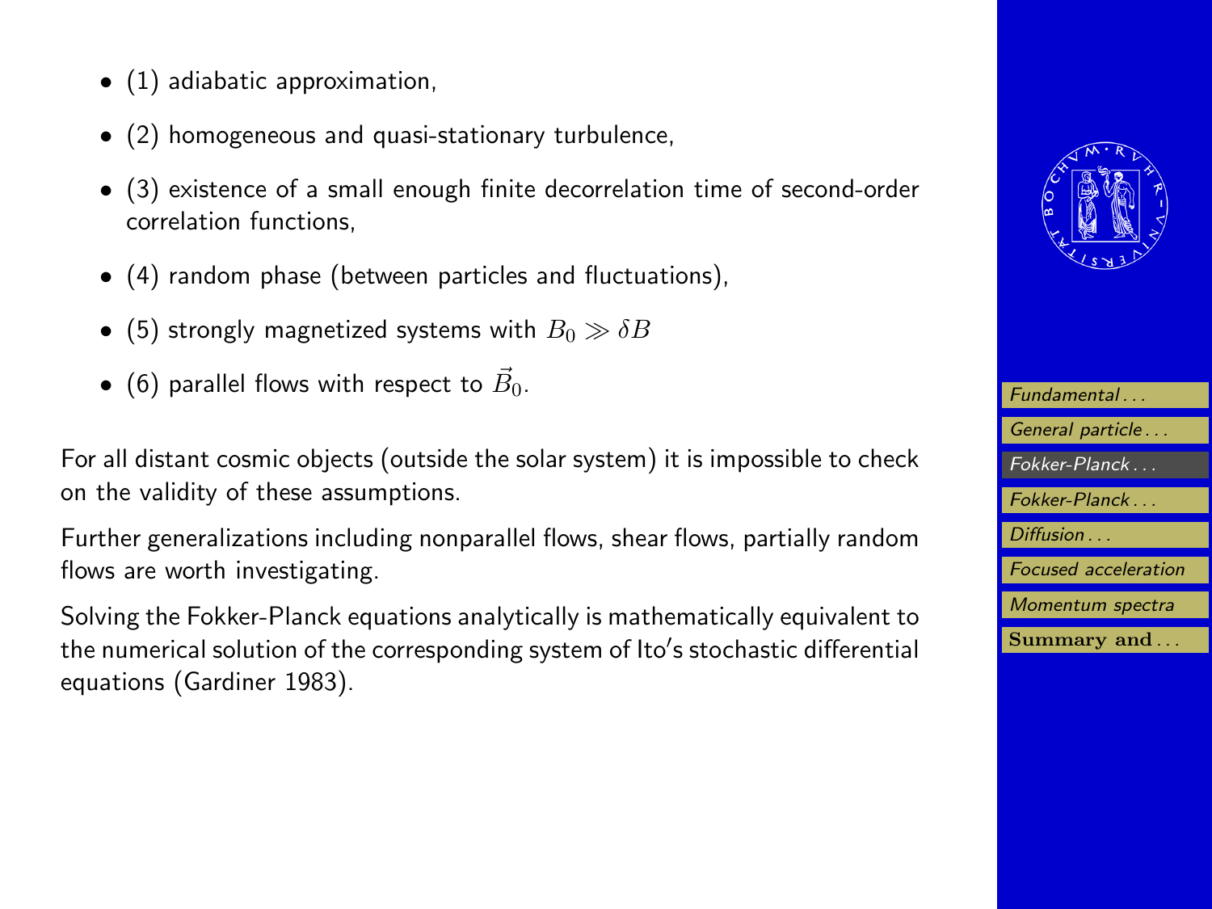- (1) adiabatic approximation,
- (2) homogeneous and quasi-stationary turbulence,
- (3) existence of a small enough finite decorrelation time of second-order correlation functions,
- (4) random phase (between particles and fluctuations),
- (5) strongly magnetized systems with $B_0 \gg \delta B$
- (6) parallel flows with respect to $\vec{B}_0$.

For all distant cosmic objects (outside the solar system) it is impossible to check on the validity of these assumptions.

Further generalizations including nonparallel flows, shear flows, partially random flows are worth investigating.

Solving the Fokker-Planck equations analytically is mathematically equivalent to the numerical solution of the corresponding system of Ito′s stochastic differential equations (Gardiner 1983).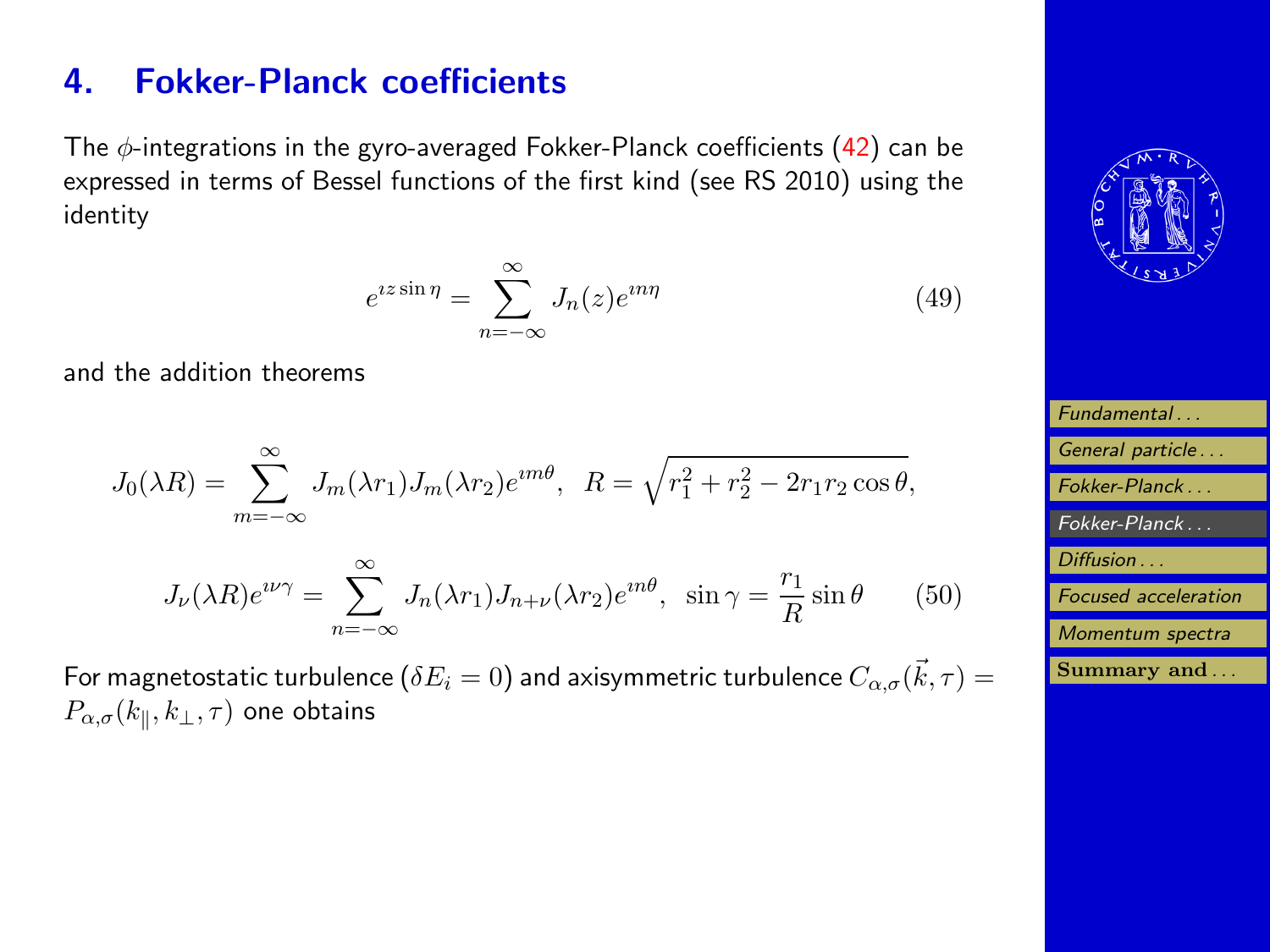## 4. Fokker-Planck coefficients

The $\phi$-integrations in the gyro-averaged Fokker-Planck coefficients (42) can be expressed in terms of Bessel functions of the first kind (see RS 2010) using the identity

$$e^{\imath z \sin \eta} = \sum_{n=-\infty}^{\infty} J_n(z) e^{\imath n \eta} \tag{49}$$

and the addition theorems

$$J_0(\lambda R) = \sum_{m=-\infty}^{\infty} J_m(\lambda r_1) J_m(\lambda r_2) e^{\imath m \theta}, \quad R = \sqrt{r_1^2 + r_2^2 - 2 r_1 r_2 \cos \theta},$$

$$J_\nu(\lambda R) e^{\imath \nu \gamma} = \sum_{n=-\infty}^{\infty} J_n(\lambda r_1) J_{n+\nu}(\lambda r_2) e^{\imath n \theta}, \quad \sin \gamma = \frac{r_1}{R} \sin \theta \tag{50}$$

For magnetostatic turbulence ($\delta E_i = 0$) and axisymmetric turbulence $C_{\alpha,\sigma}(\vec{k}, \tau) = P_{\alpha,\sigma}(k_\parallel, k_\perp, \tau)$ one obtains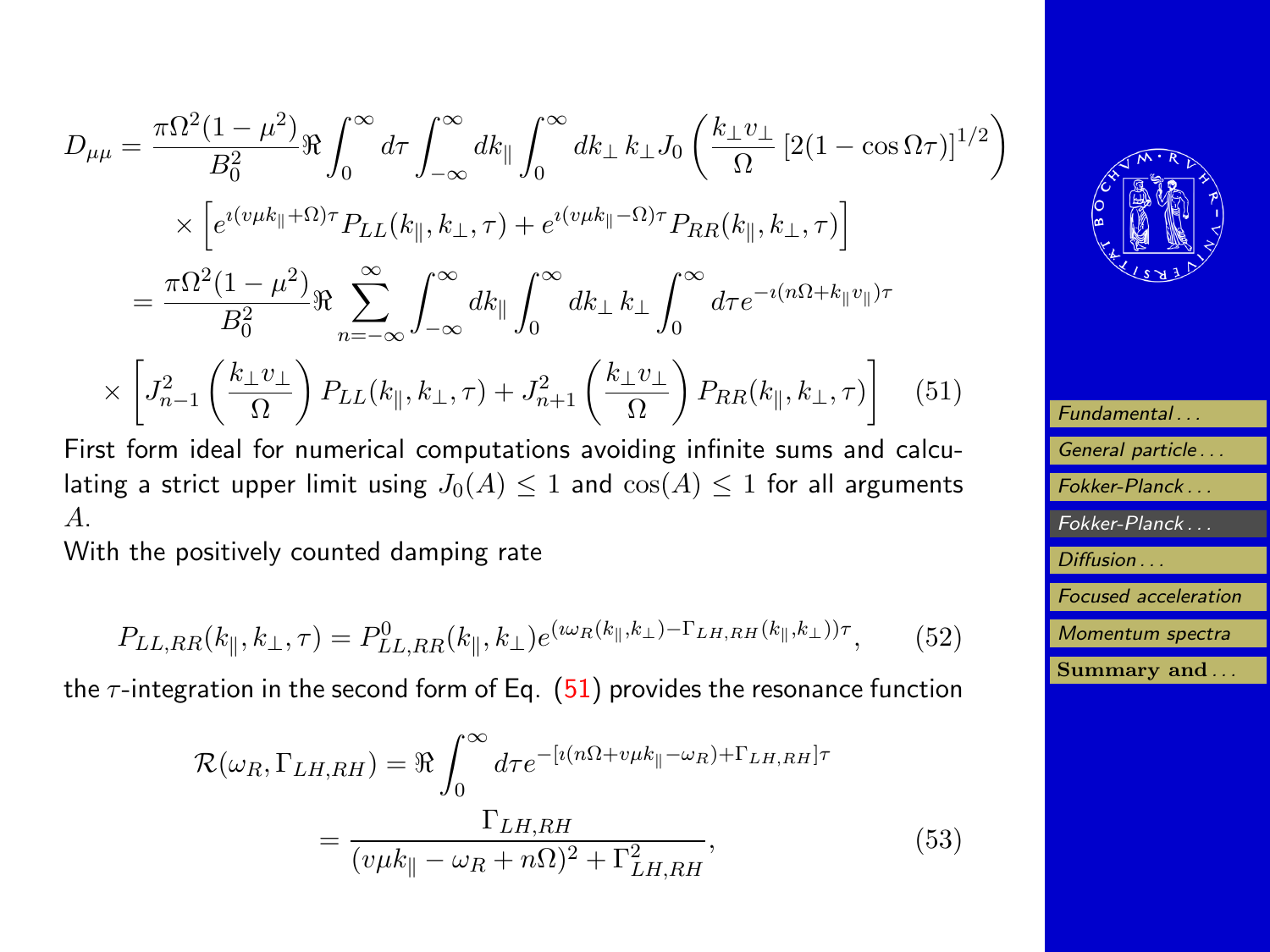$$
\begin{aligned}
D_{\mu\mu} &= \frac{\pi\Omega^2(1-\mu^2)}{B_0^2}\Re\int_0^\infty d\tau \int_{-\infty}^{\infty} dk_\parallel \int_0^\infty dk_\perp\, k_\perp J_0\left(\frac{k_\perp v_\perp}{\Omega}\left[2(1-\cos\Omega\tau)\right]^{1/2}\right) \\
&\quad\times\left[e^{\imath(v\mu k_\parallel+\Omega)\tau}P_{LL}(k_\parallel,k_\perp,\tau)+e^{\imath(v\mu k_\parallel-\Omega)\tau}P_{RR}(k_\parallel,k_\perp,\tau)\right] \\
&= \frac{\pi\Omega^2(1-\mu^2)}{B_0^2}\Re\sum_{n=-\infty}^{\infty}\int_{-\infty}^{\infty} dk_\parallel \int_0^\infty dk_\perp\, k_\perp \int_0^\infty d\tau e^{-\imath(n\Omega+k_\parallel v_\parallel)\tau} \\
&\quad\times\left[J_{n-1}^2\left(\frac{k_\perp v_\perp}{\Omega}\right)P_{LL}(k_\parallel,k_\perp,\tau)+J_{n+1}^2\left(\frac{k_\perp v_\perp}{\Omega}\right)P_{RR}(k_\parallel,k_\perp,\tau)\right] \qquad (51)
\end{aligned}
$$

First form ideal for numerical computations avoiding infinite sums and calculating a strict upper limit using $J_0(A) \le 1$ and $\cos(A) \le 1$ for all arguments $A$.

With the positively counted damping rate

$$
P_{LL,RR}(k_\parallel,k_\perp,\tau) = P^0_{LL,RR}(k_\parallel,k_\perp)e^{(\imath\omega_R(k_\parallel,k_\perp)-\Gamma_{LH,RH}(k_\parallel,k_\perp))\tau}, \qquad (52)
$$

the $\tau$-integration in the second form of Eq. (51) provides the resonance function

$$
\begin{aligned}
\mathcal{R}(\omega_R,\Gamma_{LH,RH}) &= \Re\int_0^\infty d\tau e^{-[\imath(n\Omega+v\mu k_\parallel-\omega_R)+\Gamma_{LH,RH}]\tau} \\
&= \frac{\Gamma_{LH,RH}}{(v\mu k_\parallel-\omega_R+n\Omega)^2+\Gamma^2_{LH,RH}}, \qquad (53)
\end{aligned}
$$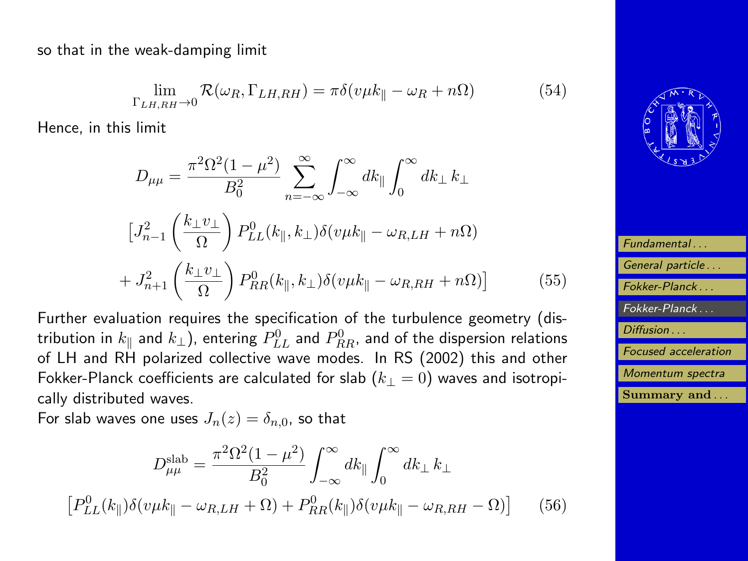so that in the weak-damping limit

$$\lim_{\Gamma_{LH,RH}\to 0} \mathcal{R}(\omega_R, \Gamma_{LH,RH}) = \pi\delta(v\mu k_\parallel - \omega_R + n\Omega) \tag{54}$$

Hence, in this limit

$$D_{\mu\mu} = \frac{\pi^2\Omega^2(1-\mu^2)}{B_0^2} \sum_{n=-\infty}^{\infty} \int_{-\infty}^{\infty} dk_\parallel \int_0^\infty dk_\perp\, k_\perp$$
$$\left[J_{n-1}^2\left(\frac{k_\perp v_\perp}{\Omega}\right) P_{LL}^0(k_\parallel, k_\perp)\delta(v\mu k_\parallel - \omega_{R,LH} + n\Omega)\right.$$
$$\left. + J_{n+1}^2\left(\frac{k_\perp v_\perp}{\Omega}\right) P_{RR}^0(k_\parallel, k_\perp)\delta(v\mu k_\parallel - \omega_{R,RH} + n\Omega)\right] \tag{55}$$

Further evaluation requires the specification of the turbulence geometry (distribution in $k_\parallel$ and $k_\perp$), entering $P_{LL}^0$ and $P_{RR}^0$, and of the dispersion relations of LH and RH polarized collective wave modes. In RS (2002) this and other Fokker-Planck coefficients are calculated for slab ($k_\perp = 0$) waves and isotropically distributed waves.

For slab waves one uses $J_n(z) = \delta_{n,0}$, so that

$$D_{\mu\mu}^{\text{slab}} = \frac{\pi^2\Omega^2(1-\mu^2)}{B_0^2} \int_{-\infty}^{\infty} dk_\parallel \int_0^\infty dk_\perp\, k_\perp$$
$$\left[P_{LL}^0(k_\parallel)\delta(v\mu k_\parallel - \omega_{R,LH} + \Omega) + P_{RR}^0(k_\parallel)\delta(v\mu k_\parallel - \omega_{R,RH} - \Omega)\right] \tag{56}$$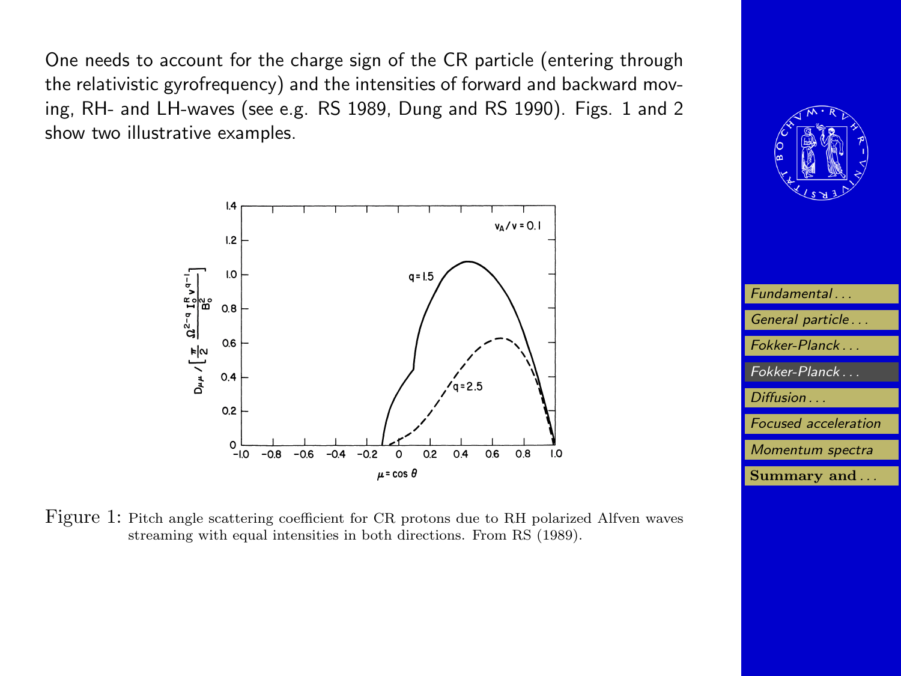One needs to account for the charge sign of the CR particle (entering through the relativistic gyrofrequency) and the intensities of forward and backward moving, RH- and LH-waves (see e.g. RS 1989, Dung and RS 1990). Figs. 1 and 2 show two illustrative examples.

Figure 1: Pitch angle scattering coefficient for CR protons due to RH polarized Alfven waves streaming with equal intensities in both directions. From RS (1989).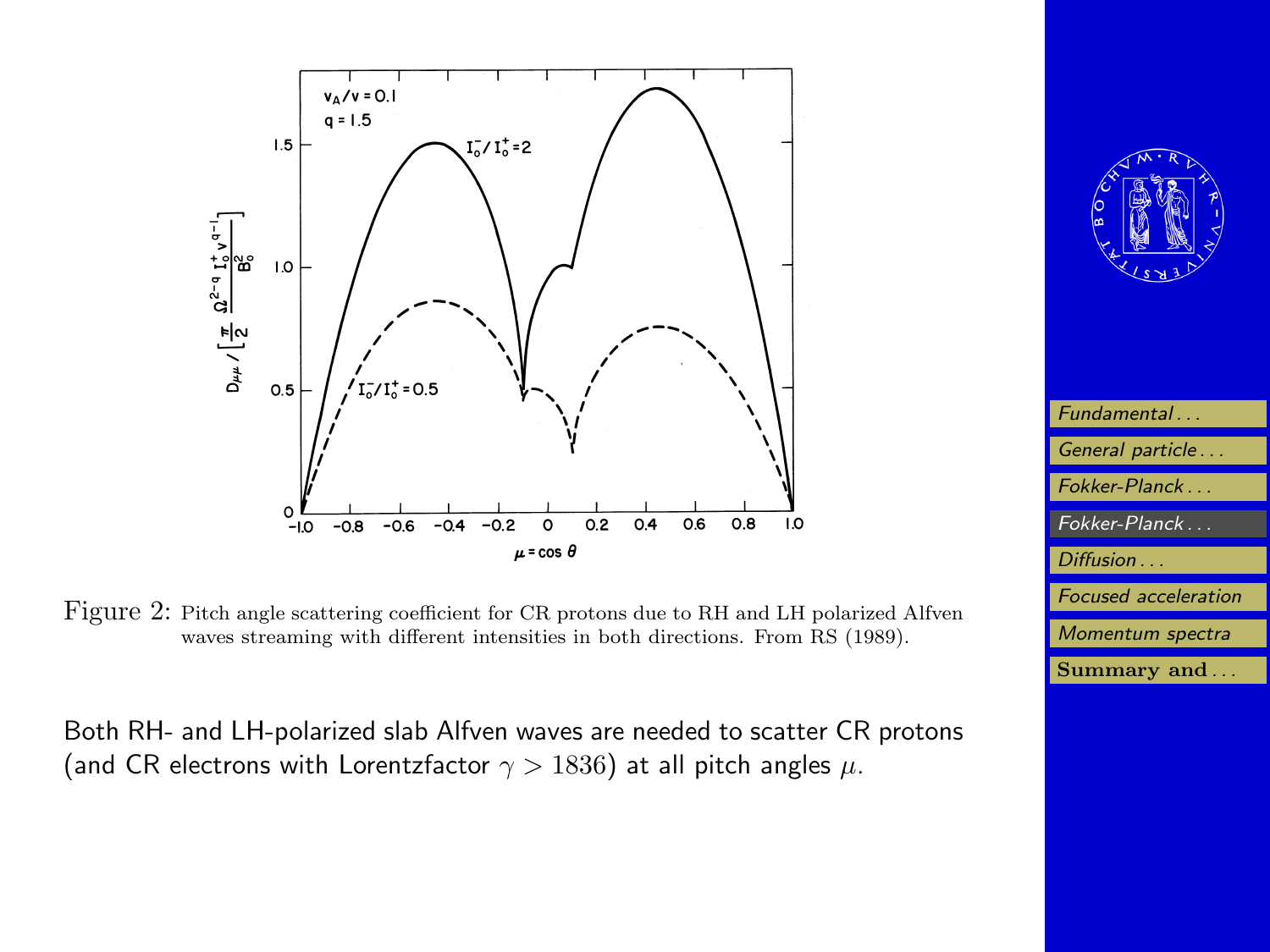Figure 2: Pitch angle scattering coefficient for CR protons due to RH and LH polarized Alfven waves streaming with different intensities in both directions. From RS (1989).

Both RH- and LH-polarized slab Alfven waves are needed to scatter CR protons (and CR electrons with Lorentzfactor $\gamma > 1836$) at all pitch angles $\mu$.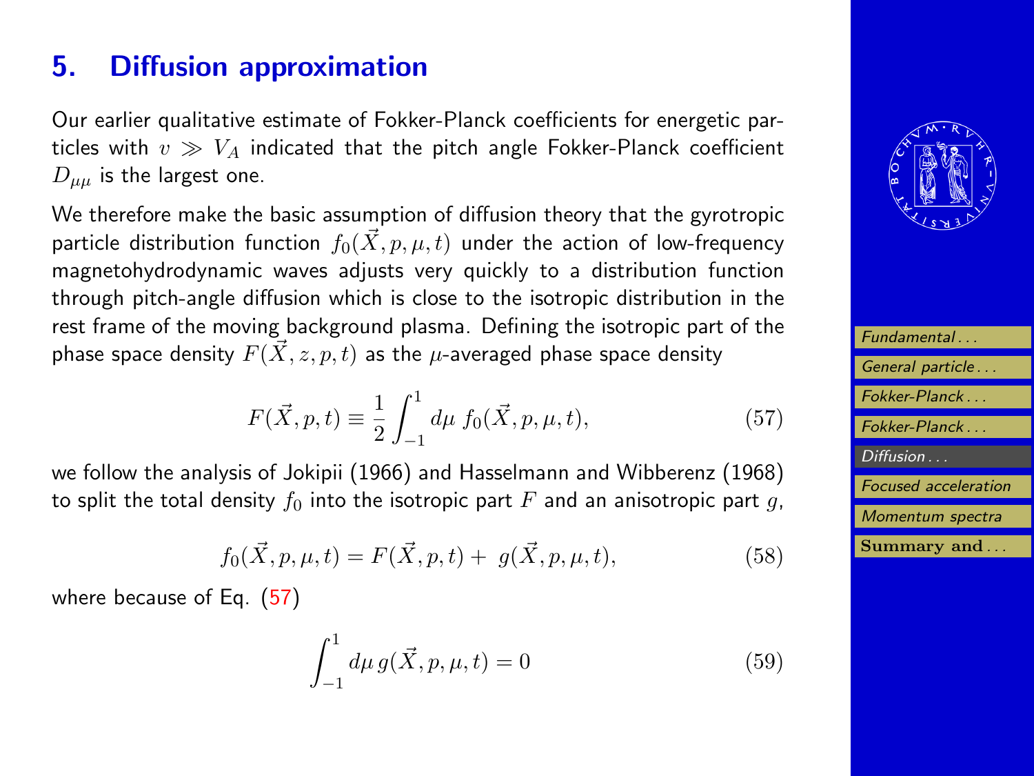# 5. Diffusion approximation

Our earlier qualitative estimate of Fokker-Planck coefficients for energetic particles with $v \gg V_A$ indicated that the pitch angle Fokker-Planck coefficient $D_{\mu\mu}$ is the largest one.

We therefore make the basic assumption of diffusion theory that the gyrotropic particle distribution function $f_0(\vec{X}, p, \mu, t)$ under the action of low-frequency magnetohydrodynamic waves adjusts very quickly to a distribution function through pitch-angle diffusion which is close to the isotropic distribution in the rest frame of the moving background plasma. Defining the isotropic part of the phase space density $F(\vec{X}, z, p, t)$ as the $\mu$-averaged phase space density

$$F(\vec{X}, p, t) \equiv \frac{1}{2} \int_{-1}^{1} d\mu \; f_0(\vec{X}, p, \mu, t), \tag{57}$$

we follow the analysis of Jokipii (1966) and Hasselmann and Wibberenz (1968) to split the total density $f_0$ into the isotropic part $F$ and an anisotropic part $g$,

$$f_0(\vec{X}, p, \mu, t) = F(\vec{X}, p, t) + \; g(\vec{X}, p, \mu, t), \tag{58}$$

where because of Eq. (57)

$$\int_{-1}^{1} d\mu \, g(\vec{X}, p, \mu, t) = 0 \tag{59}$$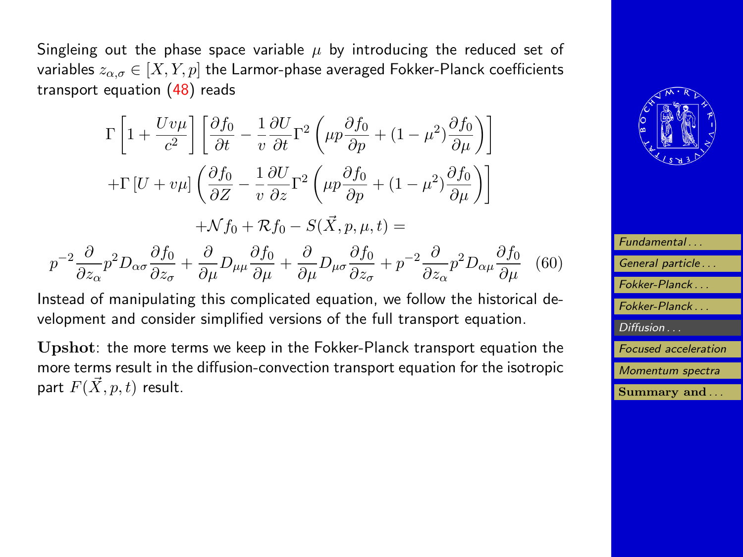Singleing out the phase space variable $\mu$ by introducing the reduced set of variables $z_{\alpha,\sigma} \in [X, Y, p]$ the Larmor-phase averaged Fokker-Planck coefficients transport equation (48) reads

$$
\begin{aligned}
&\Gamma\left[1+\frac{Uv\mu}{c^2}\right]\left[\frac{\partial f_0}{\partial t}-\frac{1}{v}\frac{\partial U}{\partial t}\Gamma^2\left(\mu p\frac{\partial f_0}{\partial p}+(1-\mu^2)\frac{\partial f_0}{\partial \mu}\right)\right] \\
&+\Gamma\left[U+v\mu\right]\left(\frac{\partial f_0}{\partial Z}-\frac{1}{v}\frac{\partial U}{\partial z}\Gamma^2\left(\mu p\frac{\partial f_0}{\partial p}+(1-\mu^2)\frac{\partial f_0}{\partial \mu}\right)\right] \\
&+\mathcal{N}f_0+\mathcal{R}f_0-S(\vec{X},p,\mu,t)= \\
&p^{-2}\frac{\partial}{\partial z_\alpha}p^2 D_{\alpha\sigma}\frac{\partial f_0}{\partial z_\sigma}+\frac{\partial}{\partial \mu}D_{\mu\mu}\frac{\partial f_0}{\partial \mu}+\frac{\partial}{\partial \mu}D_{\mu\sigma}\frac{\partial f_0}{\partial z_\sigma}+p^{-2}\frac{\partial}{\partial z_\alpha}p^2 D_{\alpha\mu}\frac{\partial f_0}{\partial \mu}
\end{aligned}
\tag{60}
$$

Instead of manipulating this complicated equation, we follow the historical development and consider simplified versions of the full transport equation.

**Upshot**: the more terms we keep in the Fokker-Planck transport equation the more terms result in the diffusion-convection transport equation for the isotropic part $F(\vec{X}, p, t)$ result.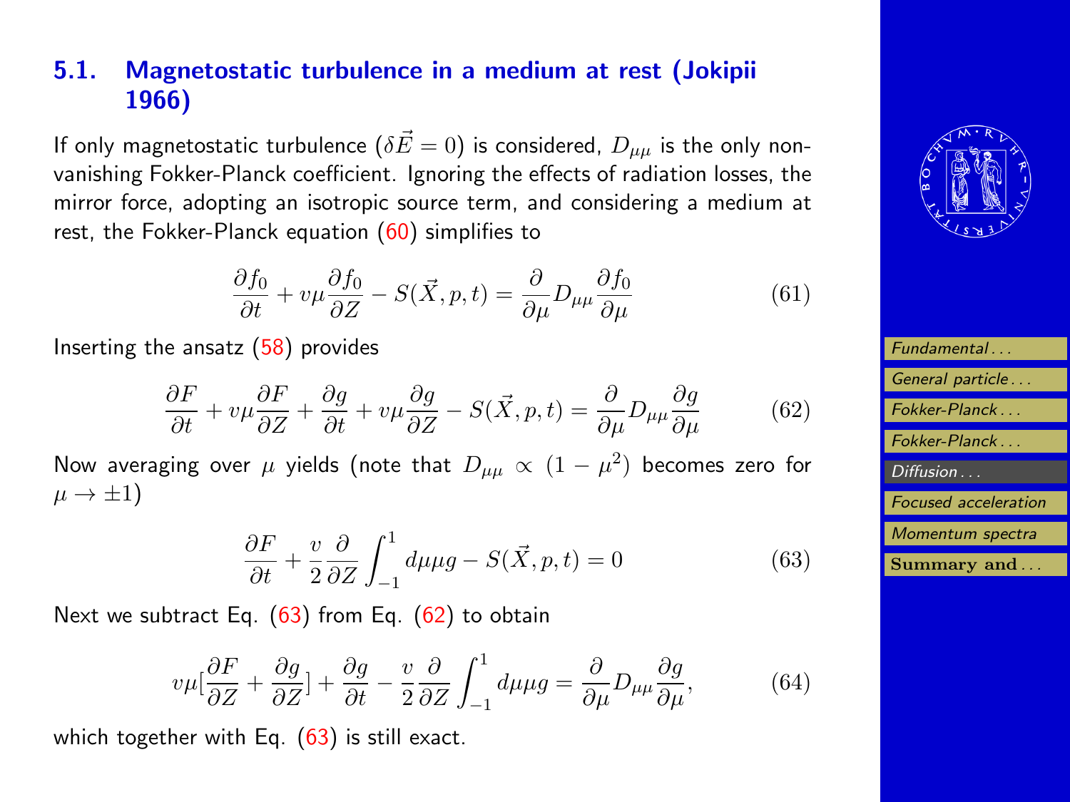## 5.1. Magnetostatic turbulence in a medium at rest (Jokipii 1966)

If only magnetostatic turbulence ($\delta\vec{E} = 0$) is considered, $D_{\mu\mu}$ is the only non-vanishing Fokker-Planck coefficient. Ignoring the effects of radiation losses, the mirror force, adopting an isotropic source term, and considering a medium at rest, the Fokker-Planck equation (60) simplifies to

$$\frac{\partial f_0}{\partial t} + v\mu \frac{\partial f_0}{\partial Z} - S(\vec{X}, p, t) = \frac{\partial}{\partial \mu} D_{\mu\mu} \frac{\partial f_0}{\partial \mu} \tag{61}$$

Inserting the ansatz (58) provides

$$\frac{\partial F}{\partial t} + v\mu \frac{\partial F}{\partial Z} + \frac{\partial g}{\partial t} + v\mu \frac{\partial g}{\partial Z} - S(\vec{X}, p, t) = \frac{\partial}{\partial \mu} D_{\mu\mu} \frac{\partial g}{\partial \mu} \tag{62}$$

Now averaging over $\mu$ yields (note that $D_{\mu\mu} \propto (1-\mu^2)$ becomes zero for $\mu \to \pm 1$)

$$\frac{\partial F}{\partial t} + \frac{v}{2} \frac{\partial}{\partial Z} \int_{-1}^{1} d\mu \mu g - S(\vec{X}, p, t) = 0 \tag{63}$$

Next we subtract Eq. (63) from Eq. (62) to obtain

$$v\mu [\frac{\partial F}{\partial Z} + \frac{\partial g}{\partial Z}] + \frac{\partial g}{\partial t} - \frac{v}{2} \frac{\partial}{\partial Z} \int_{-1}^{1} d\mu \mu g = \frac{\partial}{\partial \mu} D_{\mu\mu} \frac{\partial g}{\partial \mu}, \tag{64}$$

which together with Eq. (63) is still exact.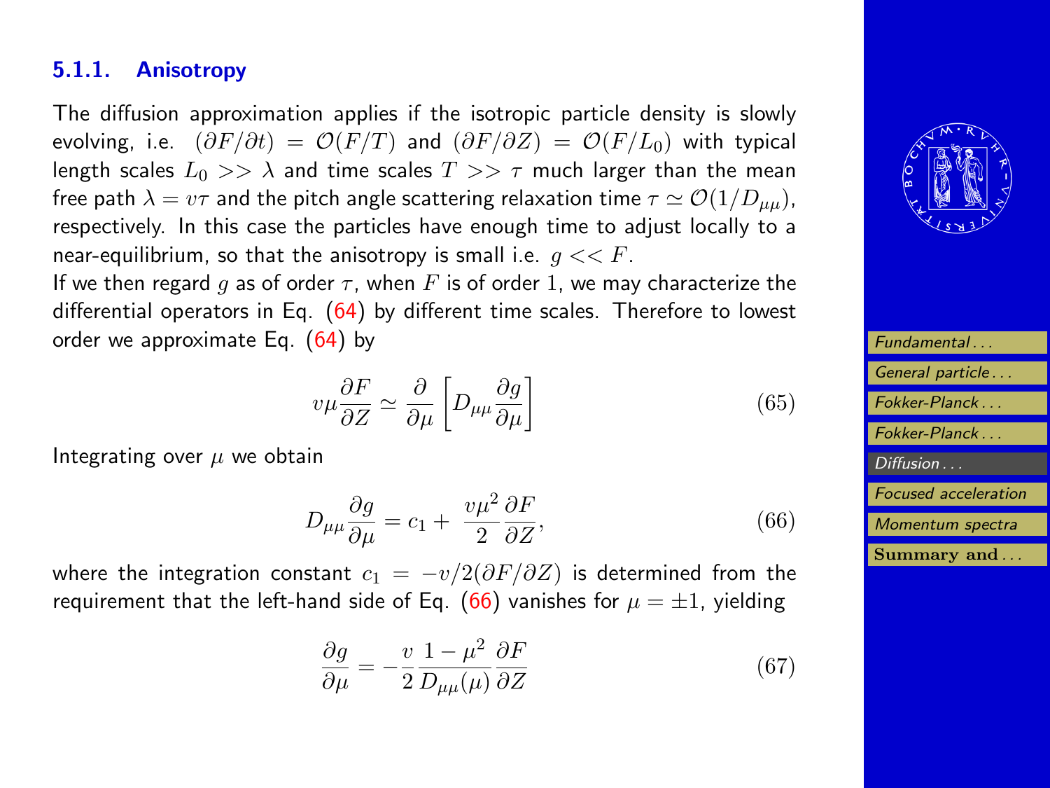### 5.1.1. Anisotropy

The diffusion approximation applies if the isotropic particle density is slowly evolving, i.e. $(\partial F/\partial t) = \mathcal{O}(F/T)$ and $(\partial F/\partial Z) = \mathcal{O}(F/L_0)$ with typical length scales $L_0 >> \lambda$ and time scales $T >> \tau$ much larger than the mean free path $\lambda = v\tau$ and the pitch angle scattering relaxation time $\tau \simeq \mathcal{O}(1/D_{\mu\mu})$, respectively. In this case the particles have enough time to adjust locally to a near-equilibrium, so that the anisotropy is small i.e. $g << F$.

If we then regard $g$ as of order $\tau$, when $F$ is of order $1$, we may characterize the differential operators in Eq. (64) by different time scales. Therefore to lowest order we approximate Eq. (64) by

$$v\mu \frac{\partial F}{\partial Z} \simeq \frac{\partial}{\partial \mu}\left[D_{\mu\mu}\frac{\partial g}{\partial \mu}\right] \tag{65}$$

Integrating over $\mu$ we obtain

$$D_{\mu\mu}\frac{\partial g}{\partial \mu} = c_1 + \frac{v\mu^2}{2}\frac{\partial F}{\partial Z}, \tag{66}$$

where the integration constant $c_1 = -v/2(\partial F/\partial Z)$ is determined from the requirement that the left-hand side of Eq. (66) vanishes for $\mu = \pm 1$, yielding

$$\frac{\partial g}{\partial \mu} = -\frac{v}{2}\frac{1-\mu^2}{D_{\mu\mu}(\mu)}\frac{\partial F}{\partial Z} \tag{67}$$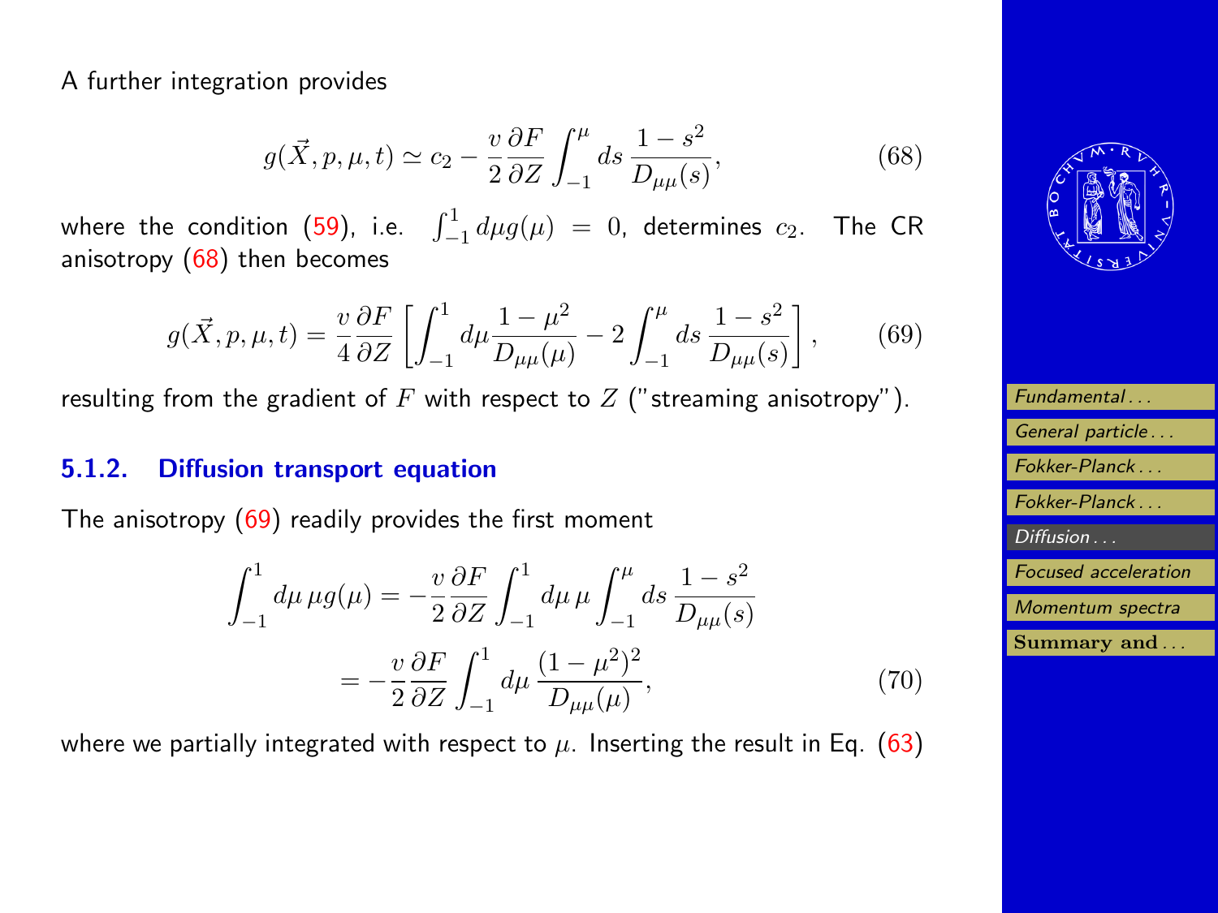A further integration provides

$$g(\vec{X}, p, \mu, t) \simeq c_2 - \frac{v}{2}\frac{\partial F}{\partial Z}\int_{-1}^{\mu} ds\, \frac{1-s^2}{D_{\mu\mu}(s)}, \tag{68}$$

where the condition (59), i.e. $\int_{-1}^{1} d\mu g(\mu) = 0$, determines $c_2$. The CR anisotropy (68) then becomes

$$g(\vec{X}, p, \mu, t) = \frac{v}{4}\frac{\partial F}{\partial Z}\left[\int_{-1}^{1} d\mu \frac{1-\mu^2}{D_{\mu\mu}(\mu)} - 2\int_{-1}^{\mu} ds\, \frac{1-s^2}{D_{\mu\mu}(s)}\right], \tag{69}$$

resulting from the gradient of $F$ with respect to $Z$ ("streaming anisotropy").

### 5.1.2. Diffusion transport equation

The anisotropy (69) readily provides the first moment

$$\begin{aligned}
\int_{-1}^{1} d\mu\, \mu g(\mu) &= -\frac{v}{2}\frac{\partial F}{\partial Z}\int_{-1}^{1} d\mu\, \mu \int_{-1}^{\mu} ds\, \frac{1-s^2}{D_{\mu\mu}(s)} \\
&= -\frac{v}{2}\frac{\partial F}{\partial Z}\int_{-1}^{1} d\mu\, \frac{(1-\mu^2)^2}{D_{\mu\mu}(\mu)},
\end{aligned} \tag{70}$$

where we partially integrated with respect to $\mu$. Inserting the result in Eq. (63)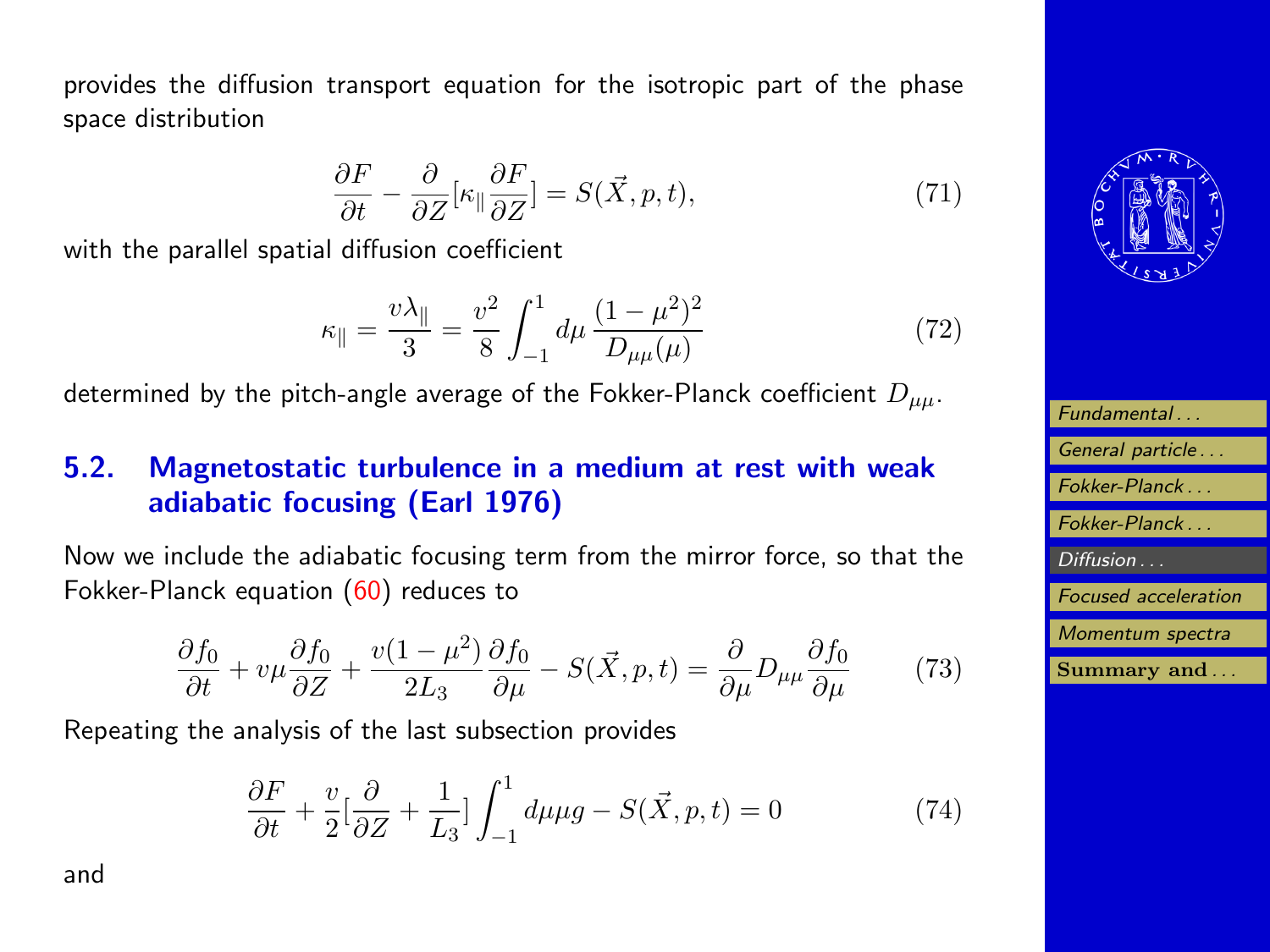provides the diffusion transport equation for the isotropic part of the phase space distribution

$$\frac{\partial F}{\partial t} - \frac{\partial}{\partial Z}[\kappa_{\parallel} \frac{\partial F}{\partial Z}] = S(\vec{X}, p, t), \tag{71}$$

with the parallel spatial diffusion coefficient

$$\kappa_{\parallel} = \frac{v \lambda_{\parallel}}{3} = \frac{v^2}{8} \int_{-1}^{1} d\mu \, \frac{(1-\mu^2)^2}{D_{\mu\mu}(\mu)} \tag{72}$$

determined by the pitch-angle average of the Fokker-Planck coefficient $D_{\mu\mu}$.

## 5.2. Magnetostatic turbulence in a medium at rest with weak adiabatic focusing (Earl 1976)

Now we include the adiabatic focusing term from the mirror force, so that the Fokker-Planck equation (60) reduces to

$$\frac{\partial f_0}{\partial t} + v\mu \frac{\partial f_0}{\partial Z} + \frac{v(1-\mu^2)}{2L_3} \frac{\partial f_0}{\partial \mu} - S(\vec{X}, p, t) = \frac{\partial}{\partial \mu} D_{\mu\mu} \frac{\partial f_0}{\partial \mu} \tag{73}$$

Repeating the analysis of the last subsection provides

$$\frac{\partial F}{\partial t} + \frac{v}{2}[\frac{\partial}{\partial Z} + \frac{1}{L_3}] \int_{-1}^{1} d\mu \mu g - S(\vec{X}, p, t) = 0 \tag{74}$$

and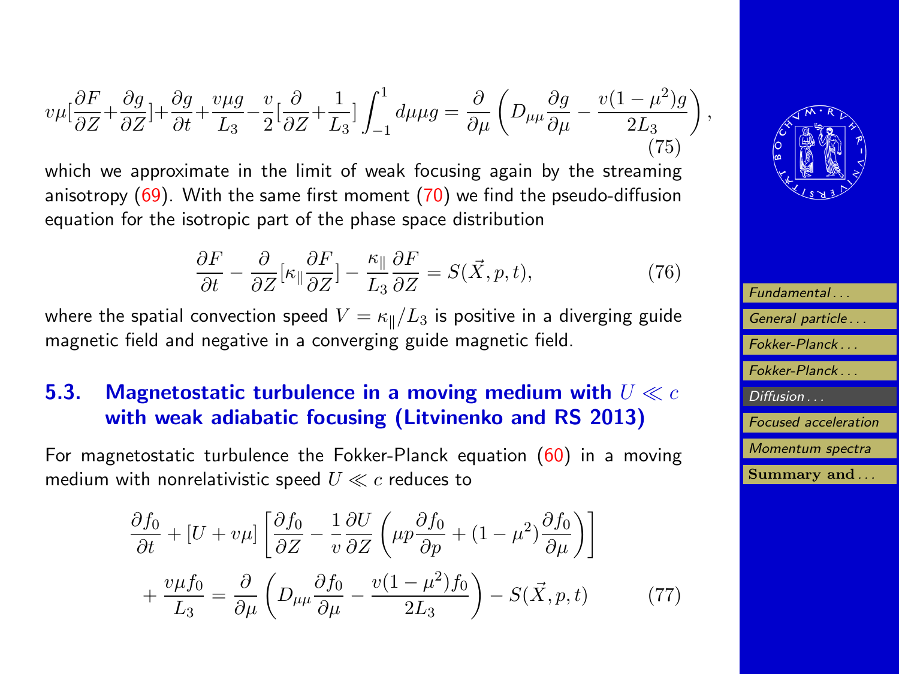$$v\mu[\frac{\partial F}{\partial Z}+\frac{\partial g}{\partial Z}]+\frac{\partial g}{\partial t}+\frac{v\mu g}{L_3}-\frac{v}{2}[\frac{\partial}{\partial Z}+\frac{1}{L_3}]\int_{-1}^{1}d\mu\mu g=\frac{\partial}{\partial\mu}\left(D_{\mu\mu}\frac{\partial g}{\partial\mu}-\frac{v(1-\mu^2)g}{2L_3}\right), \tag{75}$$

which we approximate in the limit of weak focusing again by the streaming anisotropy (69). With the same first moment (70) we find the pseudo-diffusion equation for the isotropic part of the phase space distribution

$$\frac{\partial F}{\partial t}-\frac{\partial}{\partial Z}[\kappa_{\|}\frac{\partial F}{\partial Z}]-\frac{\kappa_{\|}}{L_3}\frac{\partial F}{\partial Z}=S(\vec{X},p,t), \tag{76}$$

where the spatial convection speed $V=\kappa_{\|}/L_3$ is positive in a diverging guide magnetic field and negative in a converging guide magnetic field.

## 5.3. Magnetostatic turbulence in a moving medium with $U \ll c$ with weak adiabatic focusing (Litvinenko and RS 2013)

For magnetostatic turbulence the Fokker-Planck equation (60) in a moving medium with nonrelativistic speed $U \ll c$ reduces to

$$\frac{\partial f_0}{\partial t}+[U+v\mu]\left[\frac{\partial f_0}{\partial Z}-\frac{1}{v}\frac{\partial U}{\partial Z}\left(\mu p\frac{\partial f_0}{\partial p}+(1-\mu^2)\frac{\partial f_0}{\partial\mu}\right)\right]$$
$$+\frac{v\mu f_0}{L_3}=\frac{\partial}{\partial\mu}\left(D_{\mu\mu}\frac{\partial f_0}{\partial\mu}-\frac{v(1-\mu^2)f_0}{2L_3}\right)-S(\vec{X},p,t) \tag{77}$$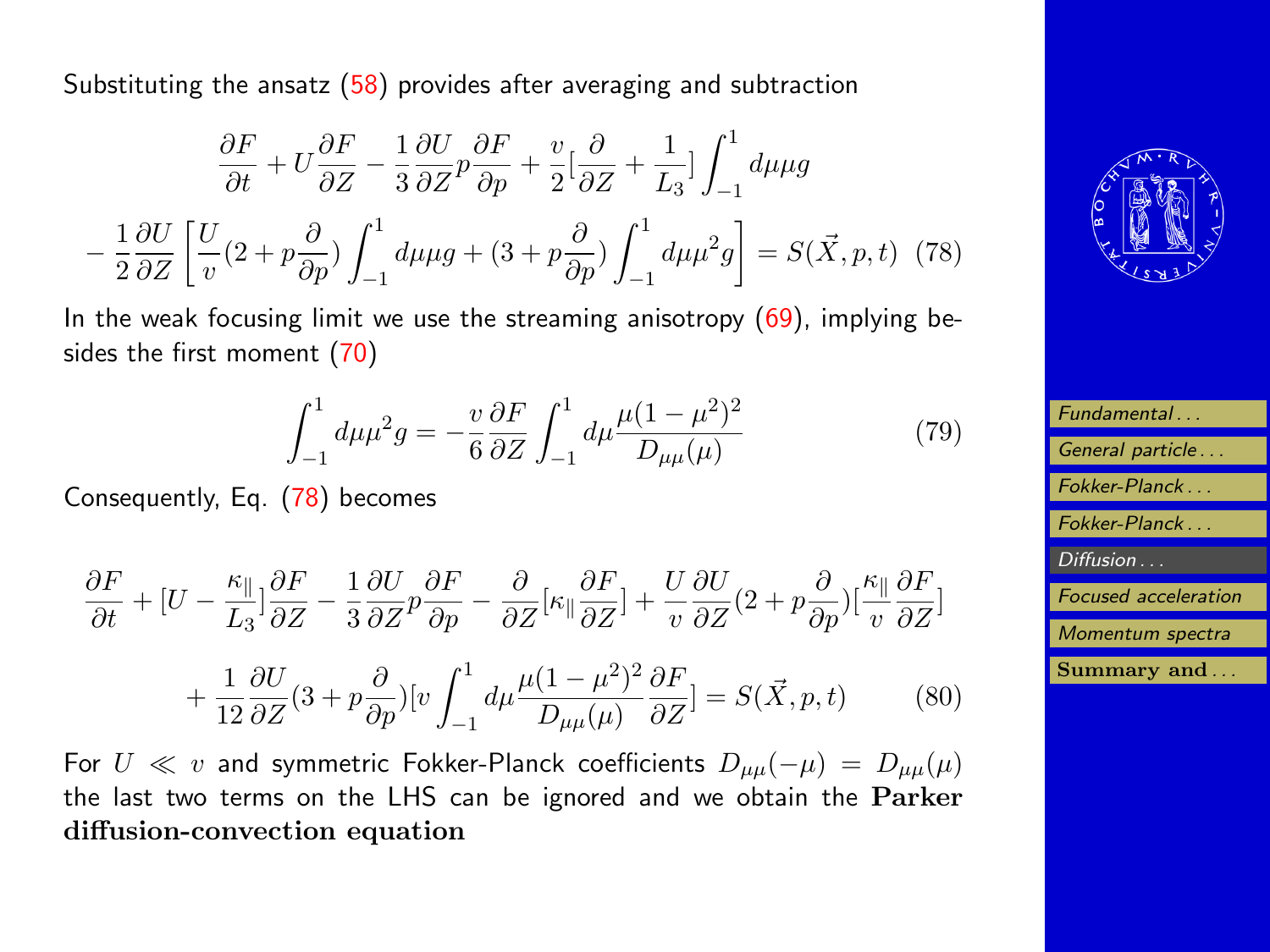Substituting the ansatz (58) provides after averaging and subtraction

$$\frac{\partial F}{\partial t} + U\frac{\partial F}{\partial Z} - \frac{1}{3}\frac{\partial U}{\partial Z}p\frac{\partial F}{\partial p} + \frac{v}{2}[\frac{\partial}{\partial Z} + \frac{1}{L_3}]\int_{-1}^{1} d\mu\mu g$$

$$- \frac{1}{2}\frac{\partial U}{\partial Z}\left[\frac{U}{v}(2 + p\frac{\partial}{\partial p})\int_{-1}^{1} d\mu\mu g + (3 + p\frac{\partial}{\partial p})\int_{-1}^{1} d\mu\mu^2 g\right] = S(\vec{X}, p, t) \quad (78)$$

In the weak focusing limit we use the streaming anisotropy (69), implying besides the first moment (70)

$$\int_{-1}^{1} d\mu\mu^2 g = -\frac{v}{6}\frac{\partial F}{\partial Z}\int_{-1}^{1} d\mu\frac{\mu(1-\mu^2)^2}{D_{\mu\mu}(\mu)} \quad (79)$$

Consequently, Eq. (78) becomes

$$\frac{\partial F}{\partial t} + [U - \frac{\kappa_\parallel}{L_3}]\frac{\partial F}{\partial Z} - \frac{1}{3}\frac{\partial U}{\partial Z}p\frac{\partial F}{\partial p} - \frac{\partial}{\partial Z}[\kappa_\parallel\frac{\partial F}{\partial Z}] + \frac{U}{v}\frac{\partial U}{\partial Z}(2 + p\frac{\partial}{\partial p})[\frac{\kappa_\parallel}{v}\frac{\partial F}{\partial Z}]$$

$$+ \frac{1}{12}\frac{\partial U}{\partial Z}(3 + p\frac{\partial}{\partial p})[v\int_{-1}^{1} d\mu\frac{\mu(1-\mu^2)^2}{D_{\mu\mu}(\mu)}\frac{\partial F}{\partial Z}] = S(\vec{X}, p, t) \quad (80)$$

For $U \ll v$ and symmetric Fokker-Planck coefficients $D_{\mu\mu}(-\mu) = D_{\mu\mu}(\mu)$ the last two terms on the LHS can be ignored and we obtain the **Parker diffusion-convection equation**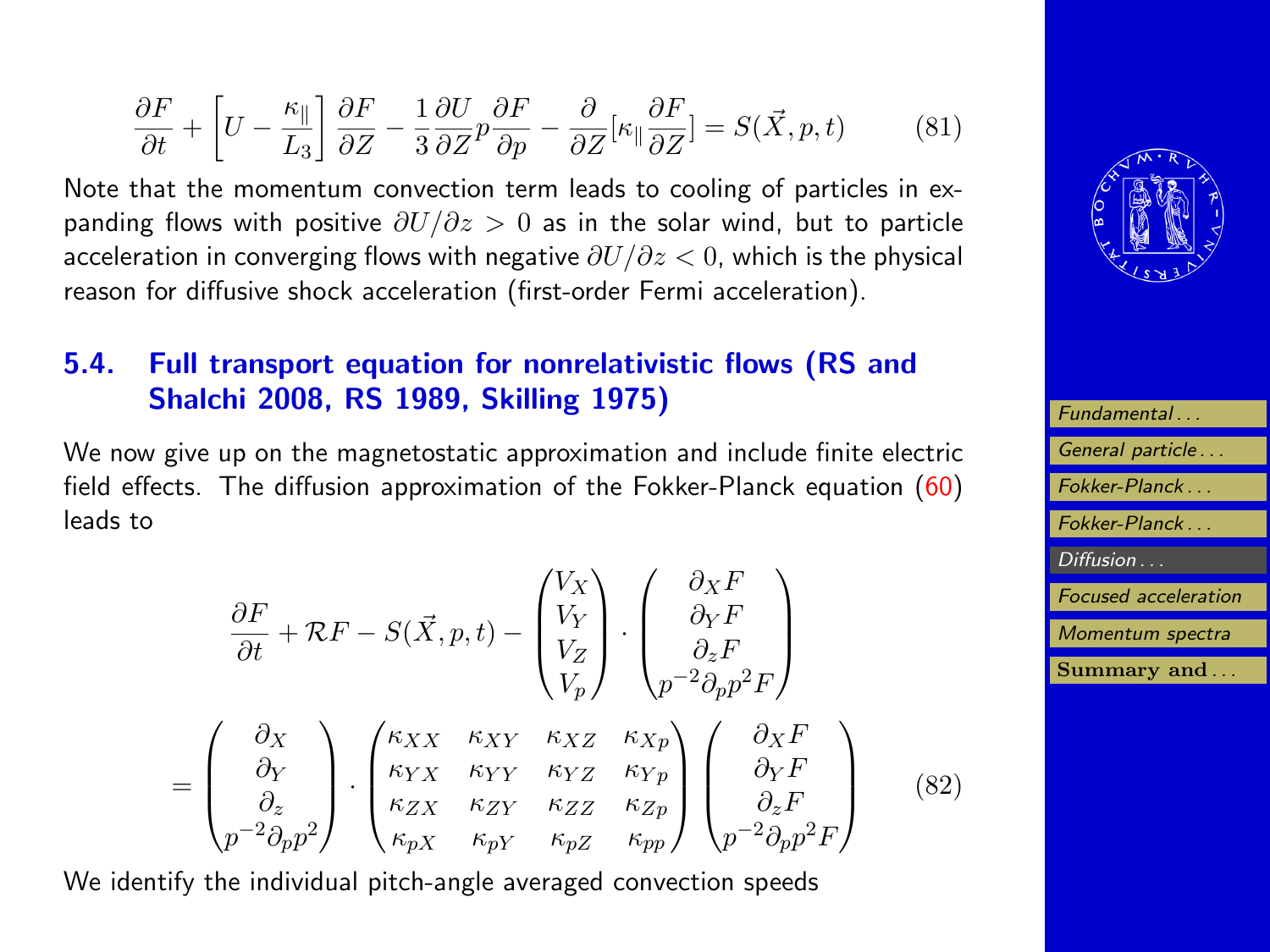$$\frac{\partial F}{\partial t} + \left[U - \frac{\kappa_\parallel}{L_3}\right]\frac{\partial F}{\partial Z} - \frac{1}{3}\frac{\partial U}{\partial Z} p \frac{\partial F}{\partial p} - \frac{\partial}{\partial Z}[\kappa_\parallel \frac{\partial F}{\partial Z}] = S(\vec{X}, p, t) \tag{81}$$

Note that the momentum convection term leads to cooling of particles in expanding flows with positive $\partial U/\partial z > 0$ as in the solar wind, but to particle acceleration in converging flows with negative $\partial U/\partial z < 0$, which is the physical reason for diffusive shock acceleration (first-order Fermi acceleration).

## 5.4. Full transport equation for nonrelativistic flows (RS and Shalchi 2008, RS 1989, Skilling 1975)

We now give up on the magnetostatic approximation and include finite electric field effects. The diffusion approximation of the Fokker-Planck equation (60) leads to

$$\frac{\partial F}{\partial t} + \mathcal{R}F - S(\vec{X}, p, t) - \begin{pmatrix} V_X \\ V_Y \\ V_Z \\ V_p \end{pmatrix} \cdot \begin{pmatrix} \partial_X F \\ \partial_Y F \\ \partial_z F \\ p^{-2}\partial_p p^2 F \end{pmatrix}$$

$$= \begin{pmatrix} \partial_X \\ \partial_Y \\ \partial_z \\ p^{-2}\partial_p p^2 \end{pmatrix} \cdot \begin{pmatrix} \kappa_{XX} & \kappa_{XY} & \kappa_{XZ} & \kappa_{Xp} \\ \kappa_{YX} & \kappa_{YY} & \kappa_{YZ} & \kappa_{Yp} \\ \kappa_{ZX} & \kappa_{ZY} & \kappa_{ZZ} & \kappa_{Zp} \\ \kappa_{pX} & \kappa_{pY} & \kappa_{pZ} & \kappa_{pp} \end{pmatrix} \begin{pmatrix} \partial_X F \\ \partial_Y F \\ \partial_z F \\ p^{-2}\partial_p p^2 F \end{pmatrix} \tag{82}$$

We identify the individual pitch-angle averaged convection speeds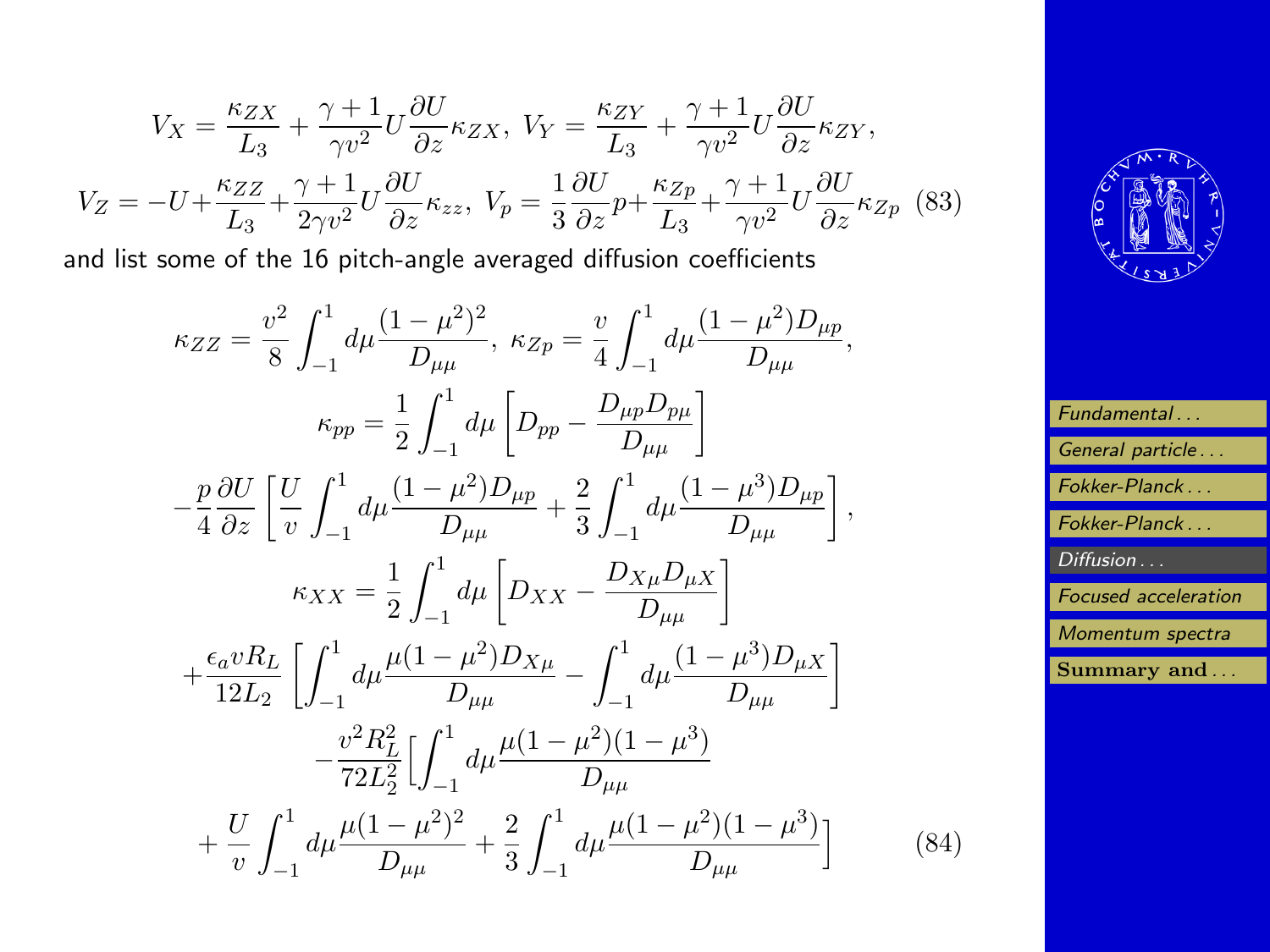$$V_X = \frac{\kappa_{ZX}}{L_3} + \frac{\gamma+1}{\gamma v^2} U \frac{\partial U}{\partial z} \kappa_{ZX},\ V_Y = \frac{\kappa_{ZY}}{L_3} + \frac{\gamma+1}{\gamma v^2} U \frac{\partial U}{\partial z} \kappa_{ZY},$$

$$V_Z = -U + \frac{\kappa_{ZZ}}{L_3} + \frac{\gamma+1}{2\gamma v^2} U \frac{\partial U}{\partial z} \kappa_{zz},\ V_p = \frac{1}{3} \frac{\partial U}{\partial z} p + \frac{\kappa_{Zp}}{L_3} + \frac{\gamma+1}{\gamma v^2} U \frac{\partial U}{\partial z} \kappa_{Zp} \quad (83)$$

and list some of the 16 pitch-angle averaged diffusion coefficients

$$\kappa_{ZZ} = \frac{v^2}{8} \int_{-1}^{1} d\mu \frac{(1-\mu^2)^2}{D_{\mu\mu}},\ \kappa_{Zp} = \frac{v}{4} \int_{-1}^{1} d\mu \frac{(1-\mu^2) D_{\mu p}}{D_{\mu\mu}},$$

$$\kappa_{pp} = \frac{1}{2} \int_{-1}^{1} d\mu \left[ D_{pp} - \frac{D_{\mu p} D_{p\mu}}{D_{\mu\mu}} \right]$$

$$-\frac{p}{4} \frac{\partial U}{\partial z} \left[ \frac{U}{v} \int_{-1}^{1} d\mu \frac{(1-\mu^2) D_{\mu p}}{D_{\mu\mu}} + \frac{2}{3} \int_{-1}^{1} d\mu \frac{(1-\mu^3) D_{\mu p}}{D_{\mu\mu}} \right],$$

$$\kappa_{XX} = \frac{1}{2} \int_{-1}^{1} d\mu \left[ D_{XX} - \frac{D_{X\mu} D_{\mu X}}{D_{\mu\mu}} \right]$$

$$+ \frac{\epsilon_a v R_L}{12 L_2} \left[ \int_{-1}^{1} d\mu \frac{\mu (1-\mu^2) D_{X\mu}}{D_{\mu\mu}} - \int_{-1}^{1} d\mu \frac{(1-\mu^3) D_{\mu X}}{D_{\mu\mu}} \right]$$

$$-\frac{v^2 R_L^2}{72 L_2^2} \Big[ \int_{-1}^{1} d\mu \frac{\mu (1-\mu^2)(1-\mu^3)}{D_{\mu\mu}}$$

$$+ \frac{U}{v} \int_{-1}^{1} d\mu \frac{\mu (1-\mu^2)^2}{D_{\mu\mu}} + \frac{2}{3} \int_{-1}^{1} d\mu \frac{\mu (1-\mu^2)(1-\mu^3)}{D_{\mu\mu}} \Big] \quad (84)$$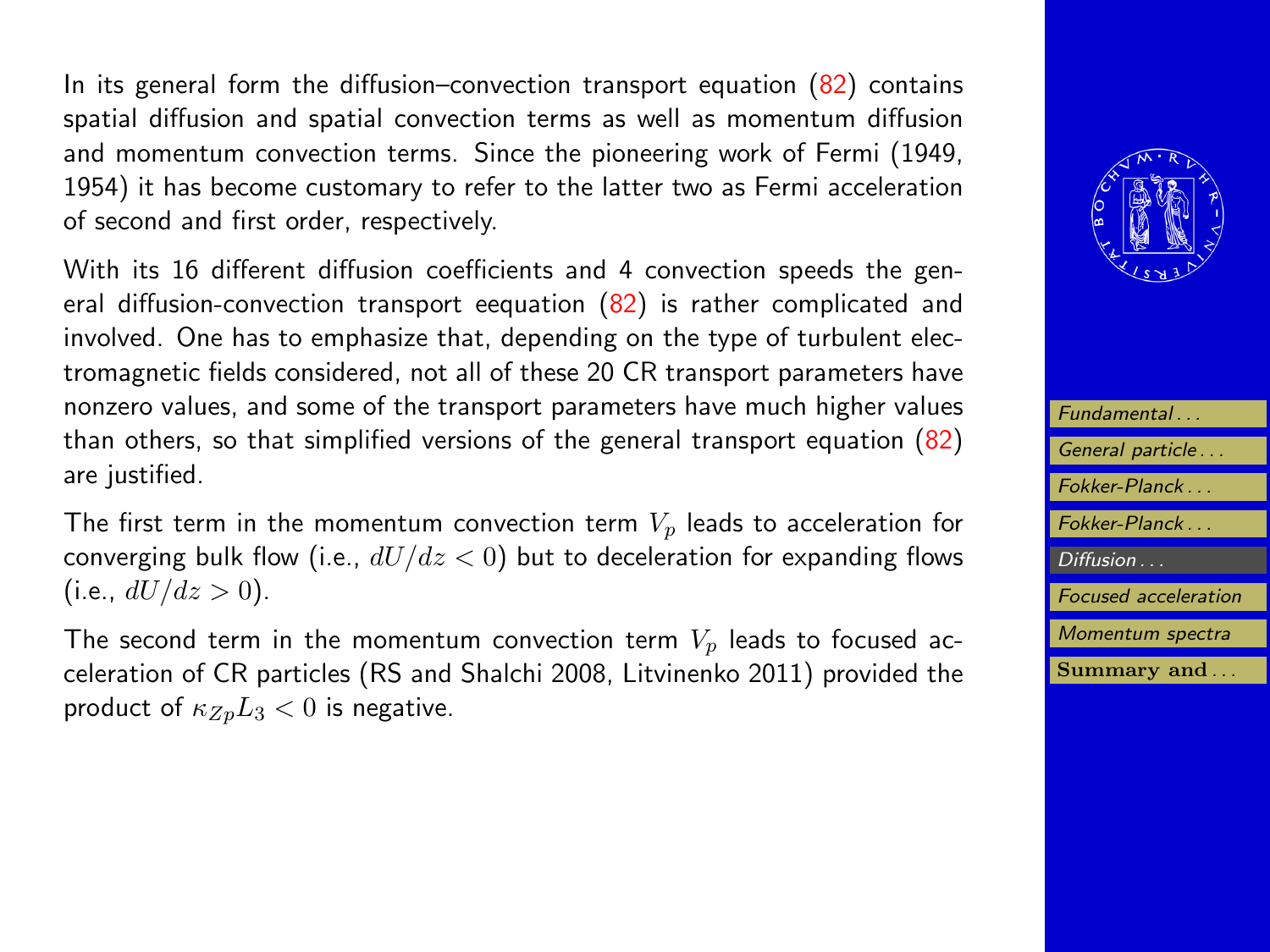In its general form the diffusion–convection transport equation (82) contains spatial diffusion and spatial convection terms as well as momentum diffusion and momentum convection terms. Since the pioneering work of Fermi (1949, 1954) it has become customary to refer to the latter two as Fermi acceleration of second and first order, respectively.

With its 16 different diffusion coefficients and 4 convection speeds the general diffusion-convection transport eequation (82) is rather complicated and involved. One has to emphasize that, depending on the type of turbulent electromagnetic fields considered, not all of these 20 CR transport parameters have nonzero values, and some of the transport parameters have much higher values than others, so that simplified versions of the general transport equation (82) are justified.

The first term in the momentum convection term $V_p$ leads to acceleration for converging bulk flow (i.e., $dU/dz < 0$) but to deceleration for expanding flows (i.e., $dU/dz > 0$).

The second term in the momentum convection term $V_p$ leads to focused acceleration of CR particles (RS and Shalchi 2008, Litvinenko 2011) provided the product of $\kappa_{Zp} L_3 < 0$ is negative.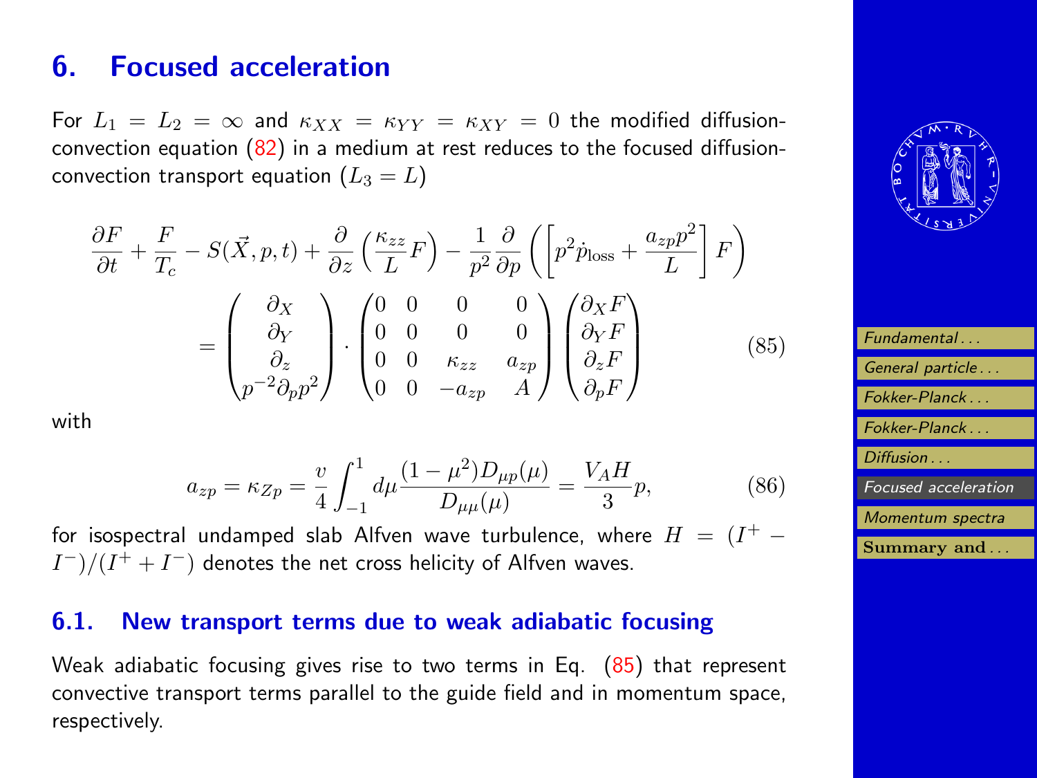# 6. Focused acceleration

For $L_1 = L_2 = \infty$ and $\kappa_{XX} = \kappa_{YY} = \kappa_{XY} = 0$ the modified diffusion-convection equation (82) in a medium at rest reduces to the focused diffusion-convection transport equation ($L_3 = L$)

$$
\frac{\partial F}{\partial t} + \frac{F}{T_c} - S(\vec{X}, p, t) + \frac{\partial}{\partial z}\left(\frac{\kappa_{zz}}{L} F\right) - \frac{1}{p^2}\frac{\partial}{\partial p}\left(\left[p^2 \dot{p}_{\rm loss} + \frac{a_{zp} p^2}{L}\right] F\right)
$$
$$
= \begin{pmatrix} \partial_X \\ \partial_Y \\ \partial_z \\ p^{-2}\partial_p p^2 \end{pmatrix} \cdot \begin{pmatrix} 0 & 0 & 0 & 0 \\ 0 & 0 & 0 & 0 \\ 0 & 0 & \kappa_{zz} & a_{zp} \\ 0 & 0 & -a_{zp} & A \end{pmatrix} \begin{pmatrix} \partial_X F \\ \partial_Y F \\ \partial_z F \\ \partial_p F \end{pmatrix} \tag{85}
$$

with

$$
a_{zp} = \kappa_{Zp} = \frac{v}{4}\int_{-1}^{1} d\mu \frac{(1-\mu^2) D_{\mu p}(\mu)}{D_{\mu\mu}(\mu)} = \frac{V_A H}{3} p, \tag{86}
$$

for isospectral undamped slab Alfven wave turbulence, where $H = (I^+ - I^-)/(I^+ + I^-)$ denotes the net cross helicity of Alfven waves.

## 6.1. New transport terms due to weak adiabatic focusing

Weak adiabatic focusing gives rise to two terms in Eq. (85) that represent convective transport terms parallel to the guide field and in momentum space, respectively.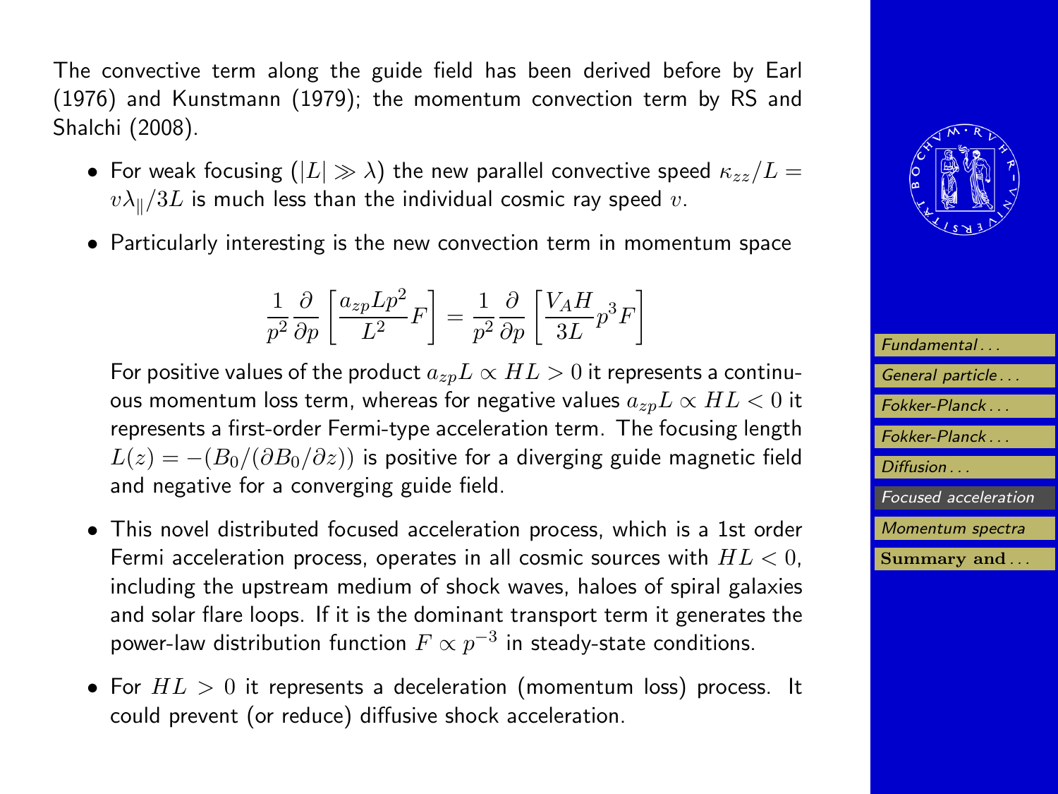The convective term along the guide field has been derived before by Earl (1976) and Kunstmann (1979); the momentum convection term by RS and Shalchi (2008).

- For weak focusing ($|L| \gg \lambda$) the new parallel convective speed $\kappa_{zz}/L = v\lambda_{\|}/3L$ is much less than the individual cosmic ray speed $v$.
- Particularly interesting is the new convection term in momentum space

$$\frac{1}{p^2}\frac{\partial}{\partial p}\left[\frac{a_{zp}Lp^2}{L^2}F\right] = \frac{1}{p^2}\frac{\partial}{\partial p}\left[\frac{V_A H}{3L}p^3 F\right]$$

  For positive values of the product $a_{zp}L \propto HL > 0$ it represents a continuous momentum loss term, whereas for negative values $a_{zp}L \propto HL < 0$ it represents a first-order Fermi-type acceleration term. The focusing length $L(z) = -(B_0/(\partial B_0/\partial z))$ is positive for a diverging guide magnetic field and negative for a converging guide field.

- This novel distributed focused acceleration process, which is a 1st order Fermi acceleration process, operates in all cosmic sources with $HL < 0$, including the upstream medium of shock waves, haloes of spiral galaxies and solar flare loops. If it is the dominant transport term it generates the power-law distribution function $F \propto p^{-3}$ in steady-state conditions.
- For $HL > 0$ it represents a deceleration (momentum loss) process. It could prevent (or reduce) diffusive shock acceleration.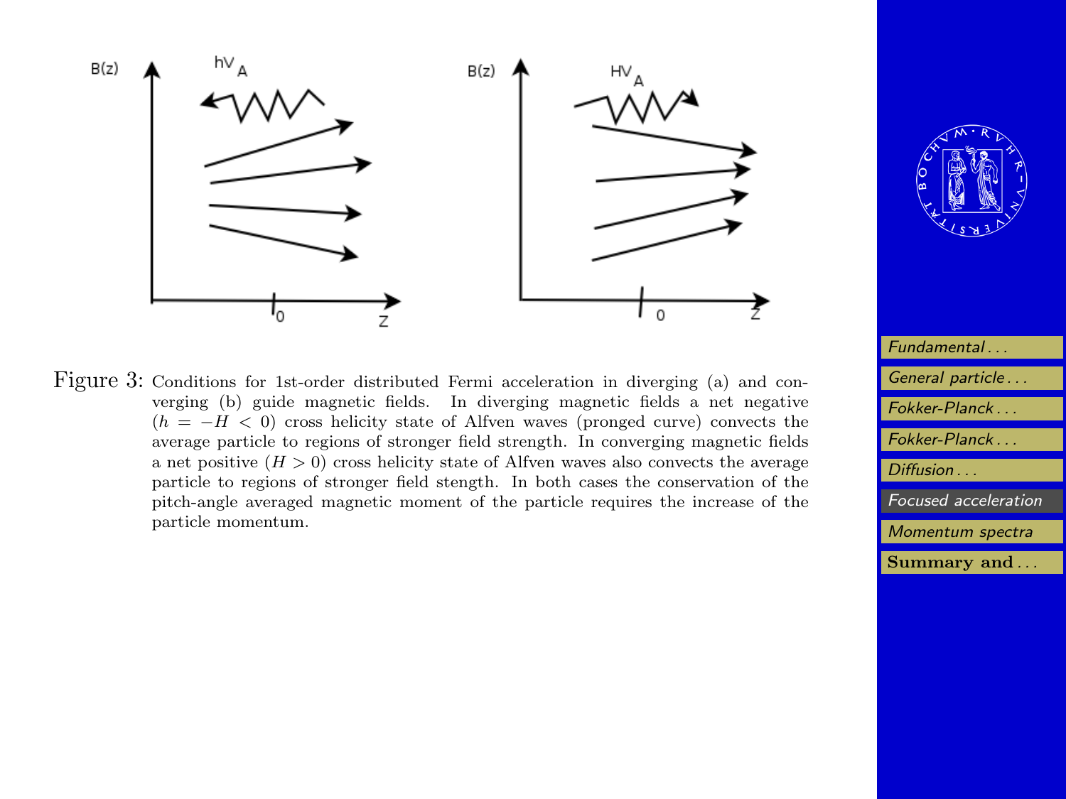Figure 3: Conditions for 1st-order distributed Fermi acceleration in diverging (a) and converging (b) guide magnetic fields. In diverging magnetic fields a net negative ($h = -H < 0$) cross helicity state of Alfven waves (pronged curve) convects the average particle to regions of stronger field strength. In converging magnetic fields a net positive ($H > 0$) cross helicity state of Alfven waves also convects the average particle to regions of stronger field stength. In both cases the conservation of the pitch-angle averaged magnetic moment of the particle requires the increase of the particle momentum.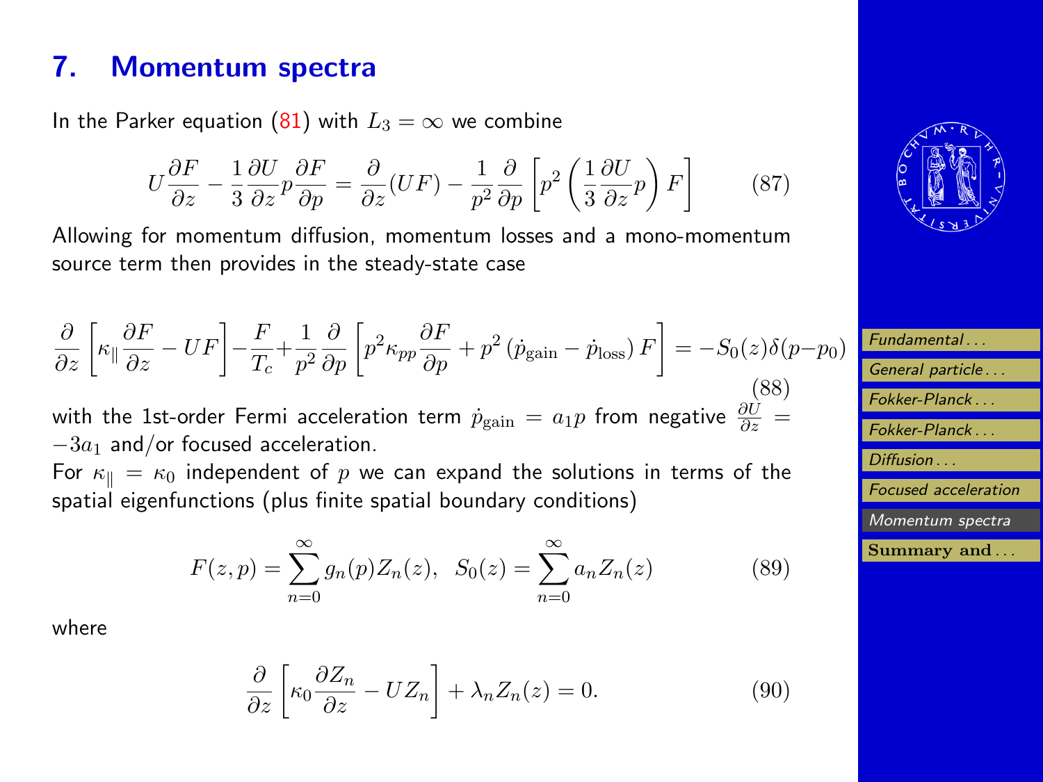## 7. Momentum spectra

In the Parker equation (81) with $L_3 = \infty$ we combine

$$U\frac{\partial F}{\partial z} - \frac{1}{3}\frac{\partial U}{\partial z}p\frac{\partial F}{\partial p} = \frac{\partial}{\partial z}(UF) - \frac{1}{p^2}\frac{\partial}{\partial p}\left[p^2\left(\frac{1}{3}\frac{\partial U}{\partial z}p\right)F\right] \tag{87}$$

Allowing for momentum diffusion, momentum losses and a mono-momentum source term then provides in the steady-state case

$$\frac{\partial}{\partial z}\left[\kappa_\parallel \frac{\partial F}{\partial z} - UF\right] - \frac{F}{T_c} + \frac{1}{p^2}\frac{\partial}{\partial p}\left[p^2\kappa_{pp}\frac{\partial F}{\partial p} + p^2\left(\dot{p}_{\rm gain} - \dot{p}_{\rm loss}\right)F\right] = -S_0(z)\delta(p-p_0) \tag{88}$$

with the 1st-order Fermi acceleration term $\dot{p}_{\rm gain} = a_1 p$ from negative $\frac{\partial U}{\partial z} = -3a_1$ and/or focused acceleration.

For $\kappa_\parallel = \kappa_0$ independent of $p$ we can expand the solutions in terms of the spatial eigenfunctions (plus finite spatial boundary conditions)

$$F(z,p) = \sum_{n=0}^{\infty} g_n(p) Z_n(z), \quad S_0(z) = \sum_{n=0}^{\infty} a_n Z_n(z) \tag{89}$$

where

$$\frac{\partial}{\partial z}\left[\kappa_0 \frac{\partial Z_n}{\partial z} - UZ_n\right] + \lambda_n Z_n(z) = 0. \tag{90}$$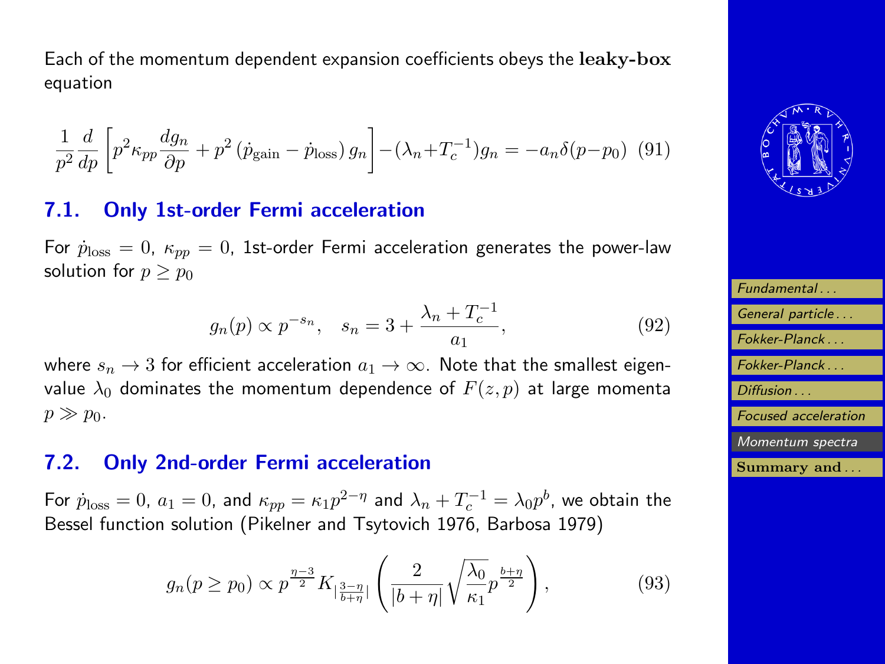Each of the momentum dependent expansion coefficients obeys the **leaky-box** equation

$$\frac{1}{p^2}\frac{d}{dp}\left[p^2\kappa_{pp}\frac{dg_n}{\partial p}+p^2\left(\dot{p}_{\rm gain}-\dot{p}_{\rm loss}\right)g_n\right]-(\lambda_n+T_c^{-1})g_n=-a_n\delta(p-p_0) \quad (91)$$

## 7.1. Only 1st-order Fermi acceleration

For $\dot{p}_{\rm loss}=0$, $\kappa_{pp}=0$, 1st-order Fermi acceleration generates the power-law solution for $p\geq p_0$

$$g_n(p)\propto p^{-s_n}, \quad s_n=3+\frac{\lambda_n+T_c^{-1}}{a_1}, \quad (92)$$

where $s_n\to 3$ for efficient acceleration $a_1\to\infty$. Note that the smallest eigenvalue $\lambda_0$ dominates the momentum dependence of $F(z,p)$ at large momenta $p\gg p_0$.

## 7.2. Only 2nd-order Fermi acceleration

For $\dot{p}_{\rm loss}=0$, $a_1=0$, and $\kappa_{pp}=\kappa_1 p^{2-\eta}$ and $\lambda_n+T_c^{-1}=\lambda_0 p^b$, we obtain the Bessel function solution (Pikelner and Tsytovich 1976, Barbosa 1979)

$$g_n(p\geq p_0)\propto p^{\frac{\eta-3}{2}}K_{\left|\frac{3-\eta}{b+\eta}\right|}\left(\frac{2}{|b+\eta|}\sqrt{\frac{\lambda_0}{\kappa_1}}p^{\frac{b+\eta}{2}}\right), \quad (93)$$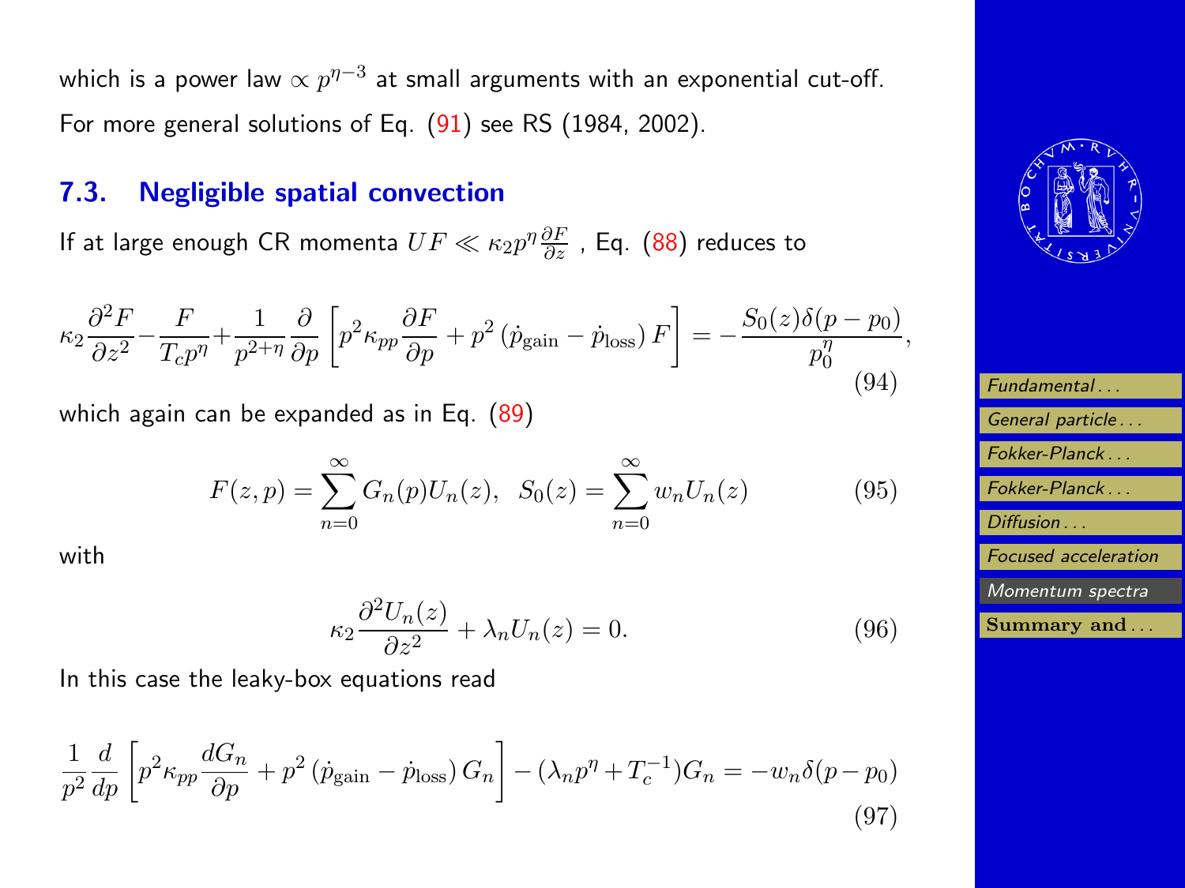which is a power law $\propto p^{\eta-3}$ at small arguments with an exponential cut-off. For more general solutions of Eq. (91) see RS (1984, 2002).

## 7.3. Negligible spatial convection

If at large enough CR momenta $UF \ll \kappa_2 p^\eta \frac{\partial F}{\partial z}$ , Eq. (88) reduces to

$$
\kappa_2 \frac{\partial^2 F}{\partial z^2} - \frac{F}{T_c p^\eta} + \frac{1}{p^{2+\eta}} \frac{\partial}{\partial p} \left[ p^2 \kappa_{pp} \frac{\partial F}{\partial p} + p^2 \left( \dot{p}_{\rm gain} - \dot{p}_{\rm loss} \right) F \right] = - \frac{S_0(z)\delta(p-p_0)}{p_0^\eta}, \tag{94}
$$

which again can be expanded as in Eq. (89)

$$
F(z,p) = \sum_{n=0}^{\infty} G_n(p) U_n(z), \quad S_0(z) = \sum_{n=0}^{\infty} w_n U_n(z) \tag{95}
$$

with

$$
\kappa_2 \frac{\partial^2 U_n(z)}{\partial z^2} + \lambda_n U_n(z) = 0. \tag{96}
$$

In this case the leaky-box equations read

$$
\frac{1}{p^2} \frac{d}{dp} \left[ p^2 \kappa_{pp} \frac{dG_n}{\partial p} + p^2 \left( \dot{p}_{\rm gain} - \dot{p}_{\rm loss} \right) G_n \right] - (\lambda_n p^\eta + T_c^{-1}) G_n = -w_n \delta(p-p_0) \tag{97}
$$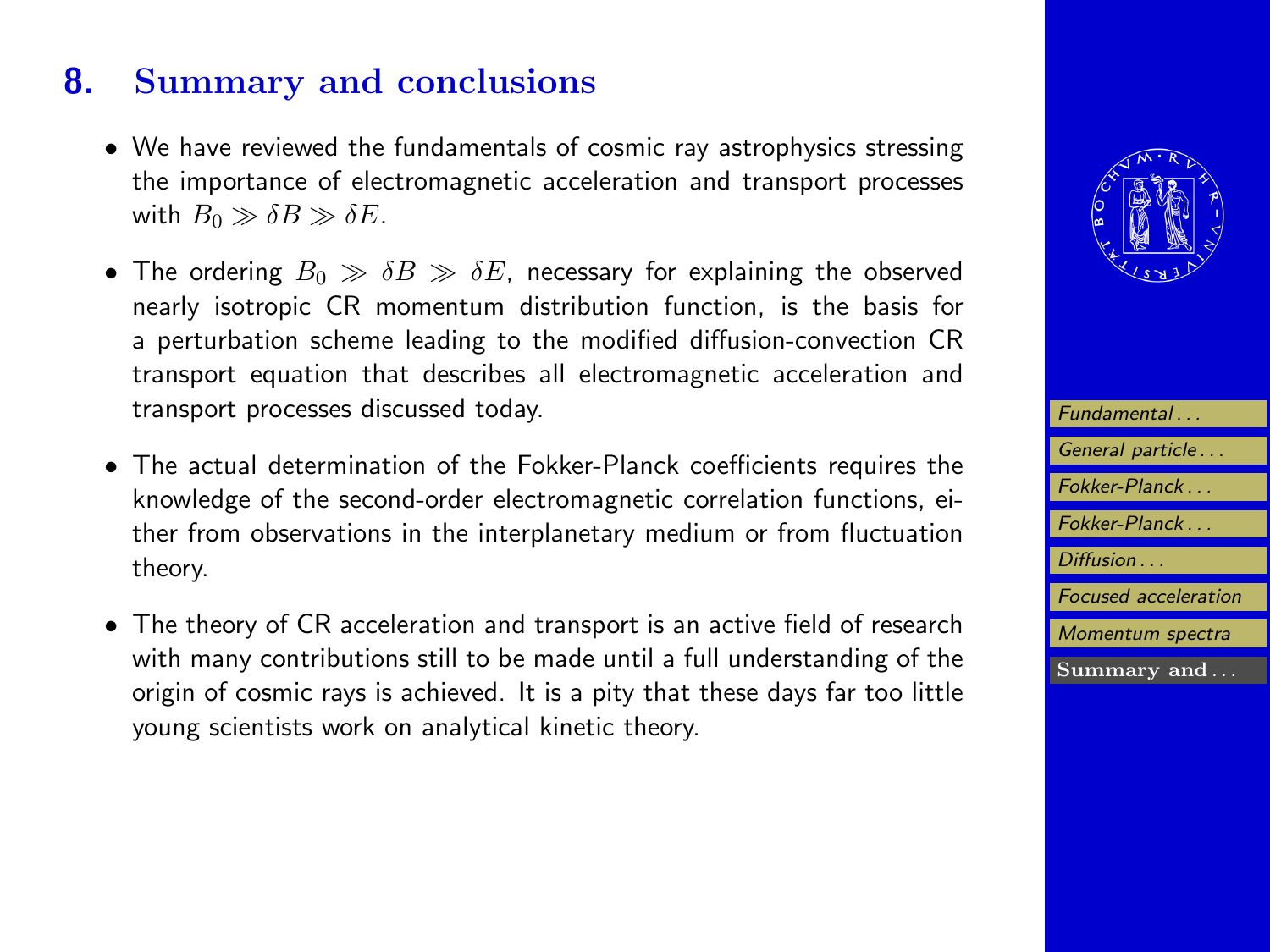# 8. Summary and conclusions

- We have reviewed the fundamentals of cosmic ray astrophysics stressing the importance of electromagnetic acceleration and transport processes with $B_0 \gg \delta B \gg \delta E$.

- The ordering $B_0 \gg \delta B \gg \delta E$, necessary for explaining the observed nearly isotropic CR momentum distribution function, is the basis for a perturbation scheme leading to the modified diffusion-convection CR transport equation that describes all electromagnetic acceleration and transport processes discussed today.

- The actual determination of the Fokker-Planck coefficients requires the knowledge of the second-order electromagnetic correlation functions, either from observations in the interplanetary medium or from fluctuation theory.

- The theory of CR acceleration and transport is an active field of research with many contributions still to be made until a full understanding of the origin of cosmic rays is achieved. It is a pity that these days far too little young scientists work on analytical kinetic theory.